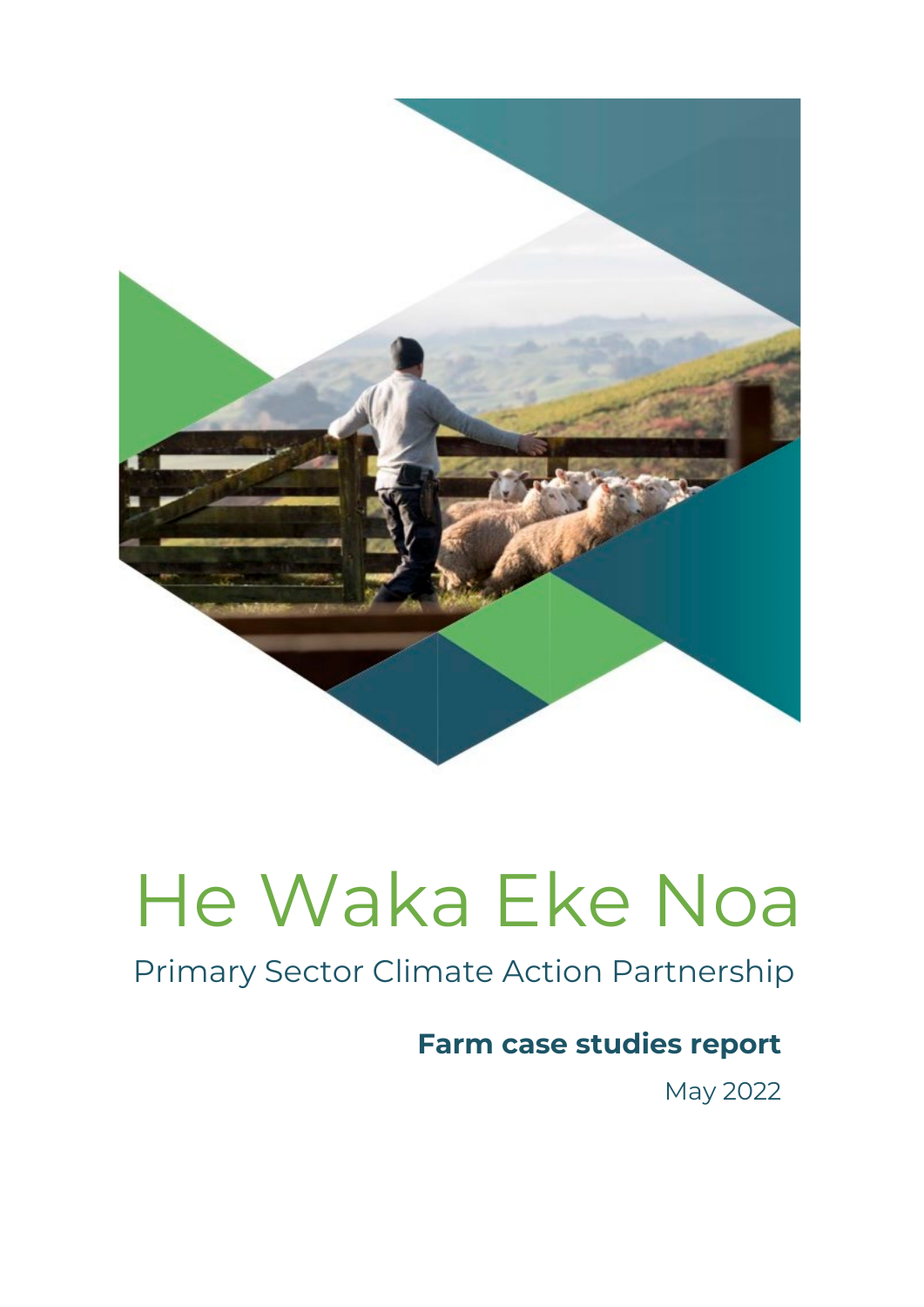# He Waka Eke Noa

Primary Sector Climate Action Partnership

**Farm case studies report**

May 2022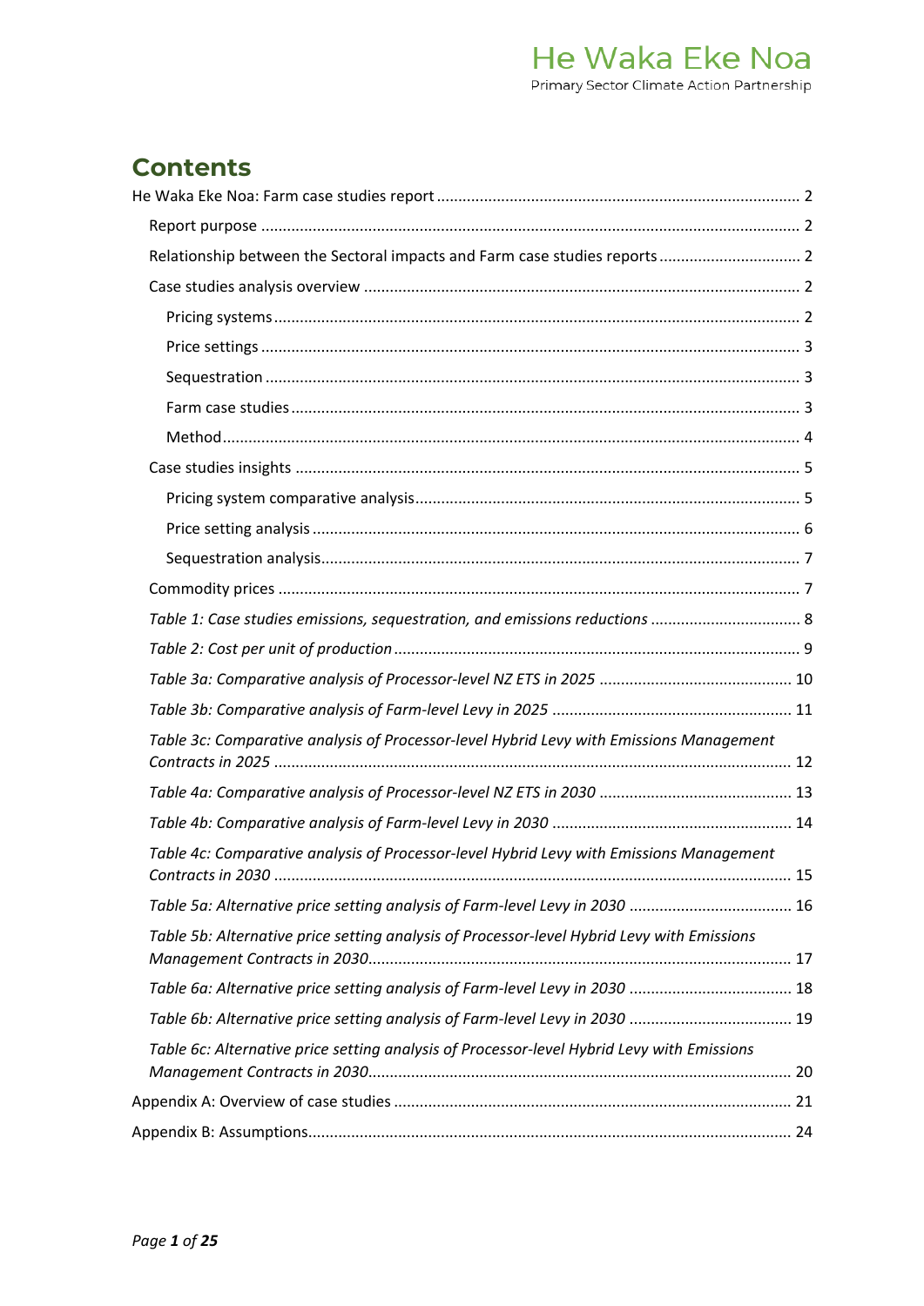# Contents

He Waka Eke Noa: Farm case studies report ... 2

- Report purpose ... 2
- Relationship between the Sectoral impacts and Farm case studies reports ... 2
- Case studies analysis overview ... 2
  - Pricing systems ... 2
  - Price settings ... 3
  - Sequestration ... 3
  - Farm case studies ... 3
  - Method ... 4
- Case studies insights ... 5
  - Pricing system comparative analysis ... 5
  - Price setting analysis ... 6
  - Sequestration analysis ... 7
- Commodity prices ... 7
- *Table 1: Case studies emissions, sequestration, and emissions reductions* ... 8
- *Table 2: Cost per unit of production* ... 9
- *Table 3a: Comparative analysis of Processor-level NZ ETS in 2025* ... 10
- *Table 3b: Comparative analysis of Farm-level Levy in 2025* ... 11
- *Table 3c: Comparative analysis of Processor-level Hybrid Levy with Emissions Management Contracts in 2025* ... 12
- *Table 4a: Comparative analysis of Processor-level NZ ETS in 2030* ... 13
- *Table 4b: Comparative analysis of Farm-level Levy in 2030* ... 14
- *Table 4c: Comparative analysis of Processor-level Hybrid Levy with Emissions Management Contracts in 2030* ... 15
- *Table 5a: Alternative price setting analysis of Farm-level Levy in 2030* ... 16
- *Table 5b: Alternative price setting analysis of Processor-level Hybrid Levy with Emissions Management Contracts in 2030* ... 17
- *Table 6a: Alternative price setting analysis of Farm-level Levy in 2030* ... 18
- *Table 6b: Alternative price setting analysis of Farm-level Levy in 2030* ... 19
- *Table 6c: Alternative price setting analysis of Processor-level Hybrid Levy with Emissions Management Contracts in 2030* ... 20

Appendix A: Overview of case studies ... 21

Appendix B: Assumptions ... 24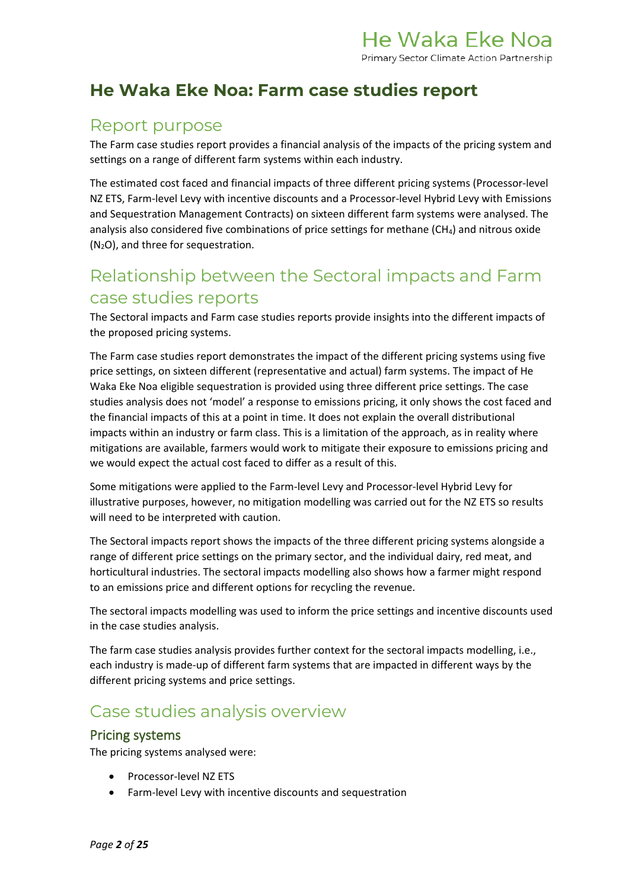# He Waka Eke Noa: Farm case studies report

## Report purpose

The Farm case studies report provides a financial analysis of the impacts of the pricing system and settings on a range of different farm systems within each industry.

The estimated cost faced and financial impacts of three different pricing systems (Processor-level NZ ETS, Farm-level Levy with incentive discounts and a Processor-level Hybrid Levy with Emissions and Sequestration Management Contracts) on sixteen different farm systems were analysed. The analysis also considered five combinations of price settings for methane ($CH_4$) and nitrous oxide ($N_2O$), and three for sequestration.

## Relationship between the Sectoral impacts and Farm case studies reports

The Sectoral impacts and Farm case studies reports provide insights into the different impacts of the proposed pricing systems.

The Farm case studies report demonstrates the impact of the different pricing systems using five price settings, on sixteen different (representative and actual) farm systems. The impact of He Waka Eke Noa eligible sequestration is provided using three different price settings. The case studies analysis does not 'model' a response to emissions pricing, it only shows the cost faced and the financial impacts of this at a point in time. It does not explain the overall distributional impacts within an industry or farm class. This is a limitation of the approach, as in reality where mitigations are available, farmers would work to mitigate their exposure to emissions pricing and we would expect the actual cost faced to differ as a result of this.

Some mitigations were applied to the Farm-level Levy and Processor-level Hybrid Levy for illustrative purposes, however, no mitigation modelling was carried out for the NZ ETS so results will need to be interpreted with caution.

The Sectoral impacts report shows the impacts of the three different pricing systems alongside a range of different price settings on the primary sector, and the individual dairy, red meat, and horticultural industries. The sectoral impacts modelling also shows how a farmer might respond to an emissions price and different options for recycling the revenue.

The sectoral impacts modelling was used to inform the price settings and incentive discounts used in the case studies analysis.

The farm case studies analysis provides further context for the sectoral impacts modelling, i.e., each industry is made-up of different farm systems that are impacted in different ways by the different pricing systems and price settings.

## Case studies analysis overview

### Pricing systems

The pricing systems analysed were:

- Processor-level NZ ETS
- Farm-level Levy with incentive discounts and sequestration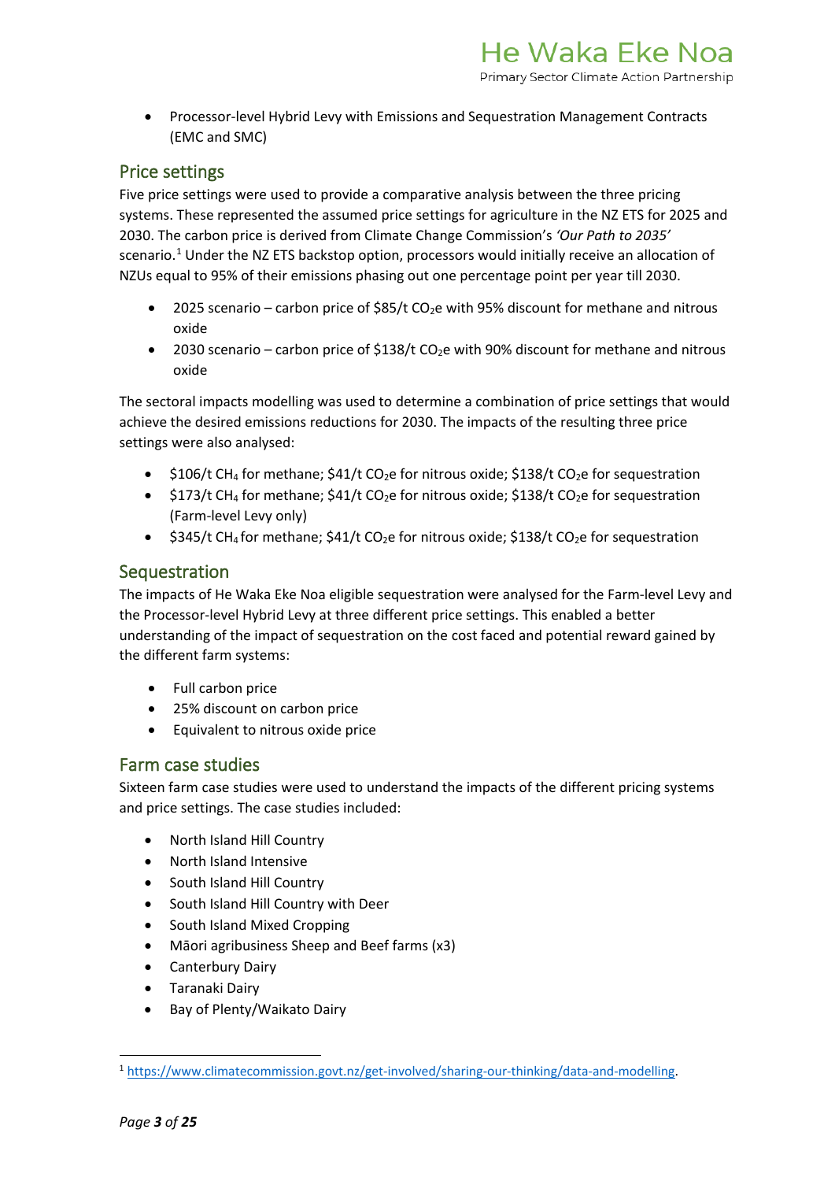- Processor-level Hybrid Levy with Emissions and Sequestration Management Contracts (EMC and SMC)

## Price settings

Five price settings were used to provide a comparative analysis between the three pricing systems. These represented the assumed price settings for agriculture in the NZ ETS for 2025 and 2030. The carbon price is derived from Climate Change Commission's *'Our Path to 2035'* scenario.[1] Under the NZ ETS backstop option, processors would initially receive an allocation of NZUs equal to 95% of their emissions phasing out one percentage point per year till 2030.

- 2025 scenario – carbon price of \$85/t $CO_2e$ with 95% discount for methane and nitrous oxide
- 2030 scenario – carbon price of \$138/t $CO_2e$ with 90% discount for methane and nitrous oxide

The sectoral impacts modelling was used to determine a combination of price settings that would achieve the desired emissions reductions for 2030. The impacts of the resulting three price settings were also analysed:

- \$106/t $CH_4$ for methane; \$41/t $CO_2e$ for nitrous oxide; \$138/t $CO_2e$ for sequestration
- \$173/t $CH_4$ for methane; \$41/t $CO_2e$ for nitrous oxide; \$138/t $CO_2e$ for sequestration (Farm-level Levy only)
- \$345/t $CH_4$ for methane; \$41/t $CO_2e$ for nitrous oxide; \$138/t $CO_2e$ for sequestration

## Sequestration

The impacts of He Waka Eke Noa eligible sequestration were analysed for the Farm-level Levy and the Processor-level Hybrid Levy at three different price settings. This enabled a better understanding of the impact of sequestration on the cost faced and potential reward gained by the different farm systems:

- Full carbon price
- 25% discount on carbon price
- Equivalent to nitrous oxide price

## Farm case studies

Sixteen farm case studies were used to understand the impacts of the different pricing systems and price settings. The case studies included:

- North Island Hill Country
- North Island Intensive
- South Island Hill Country
- South Island Hill Country with Deer
- South Island Mixed Cropping
- Māori agribusiness Sheep and Beef farms (x3)
- Canterbury Dairy
- Taranaki Dairy
- Bay of Plenty/Waikato Dairy

[1] https://www.climatecommission.govt.nz/get-involved/sharing-our-thinking/data-and-modelling.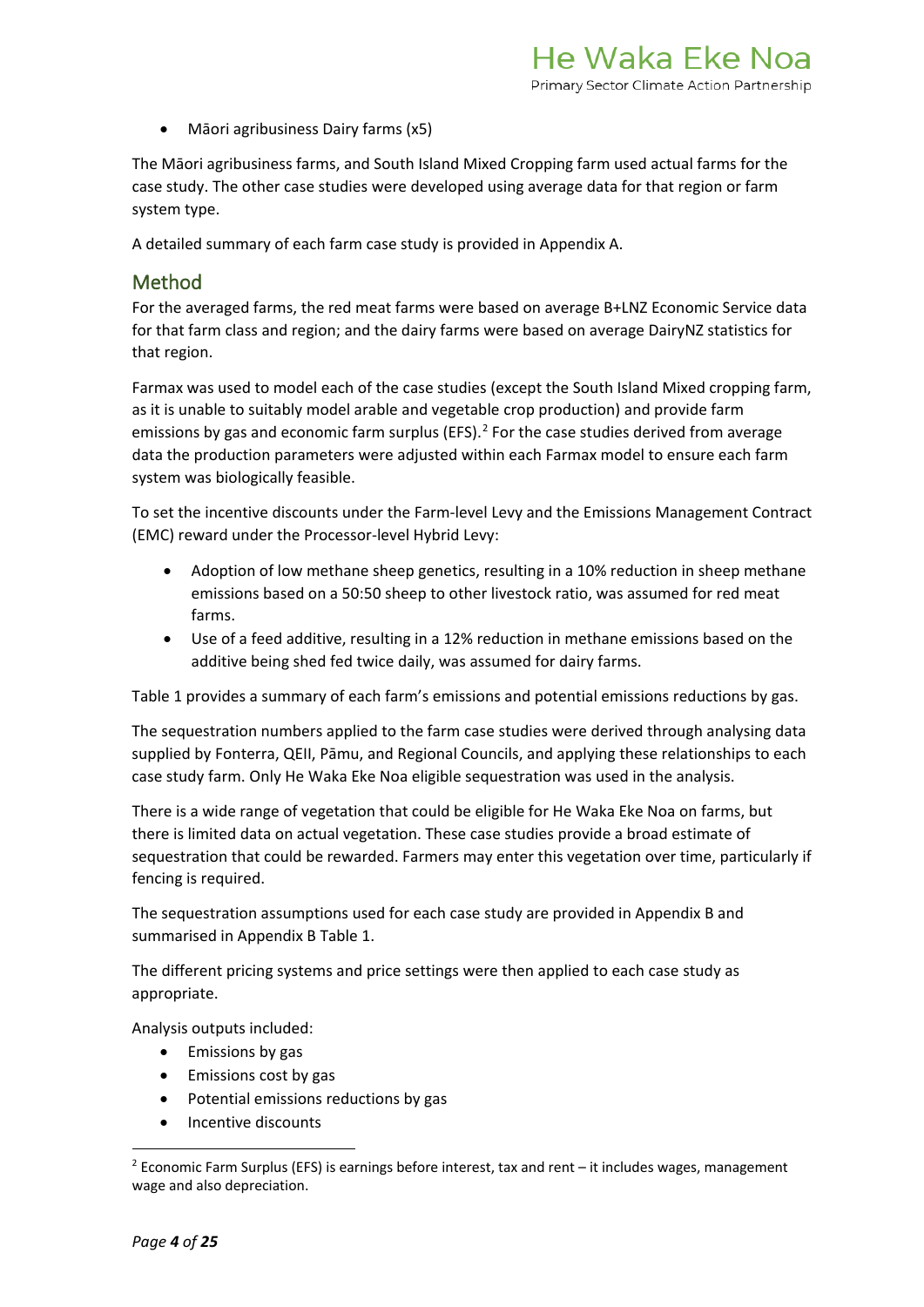- Māori agribusiness Dairy farms (x5)

The Māori agribusiness farms, and South Island Mixed Cropping farm used actual farms for the case study. The other case studies were developed using average data for that region or farm system type.

A detailed summary of each farm case study is provided in Appendix A.

## Method

For the averaged farms, the red meat farms were based on average B+LNZ Economic Service data for that farm class and region; and the dairy farms were based on average DairyNZ statistics for that region.

Farmax was used to model each of the case studies (except the South Island Mixed cropping farm, as it is unable to suitably model arable and vegetable crop production) and provide farm emissions by gas and economic farm surplus (EFS).[2] For the case studies derived from average data the production parameters were adjusted within each Farmax model to ensure each farm system was biologically feasible.

To set the incentive discounts under the Farm-level Levy and the Emissions Management Contract (EMC) reward under the Processor-level Hybrid Levy:

- Adoption of low methane sheep genetics, resulting in a 10% reduction in sheep methane emissions based on a 50:50 sheep to other livestock ratio, was assumed for red meat farms.
- Use of a feed additive, resulting in a 12% reduction in methane emissions based on the additive being shed fed twice daily, was assumed for dairy farms.

Table 1 provides a summary of each farm's emissions and potential emissions reductions by gas.

The sequestration numbers applied to the farm case studies were derived through analysing data supplied by Fonterra, QEII, Pāmu, and Regional Councils, and applying these relationships to each case study farm. Only He Waka Eke Noa eligible sequestration was used in the analysis.

There is a wide range of vegetation that could be eligible for He Waka Eke Noa on farms, but there is limited data on actual vegetation. These case studies provide a broad estimate of sequestration that could be rewarded. Farmers may enter this vegetation over time, particularly if fencing is required.

The sequestration assumptions used for each case study are provided in Appendix B and summarised in Appendix B Table 1.

The different pricing systems and price settings were then applied to each case study as appropriate.

Analysis outputs included:

- Emissions by gas
- Emissions cost by gas
- Potential emissions reductions by gas
- Incentive discounts

[2] Economic Farm Surplus (EFS) is earnings before interest, tax and rent – it includes wages, management wage and also depreciation.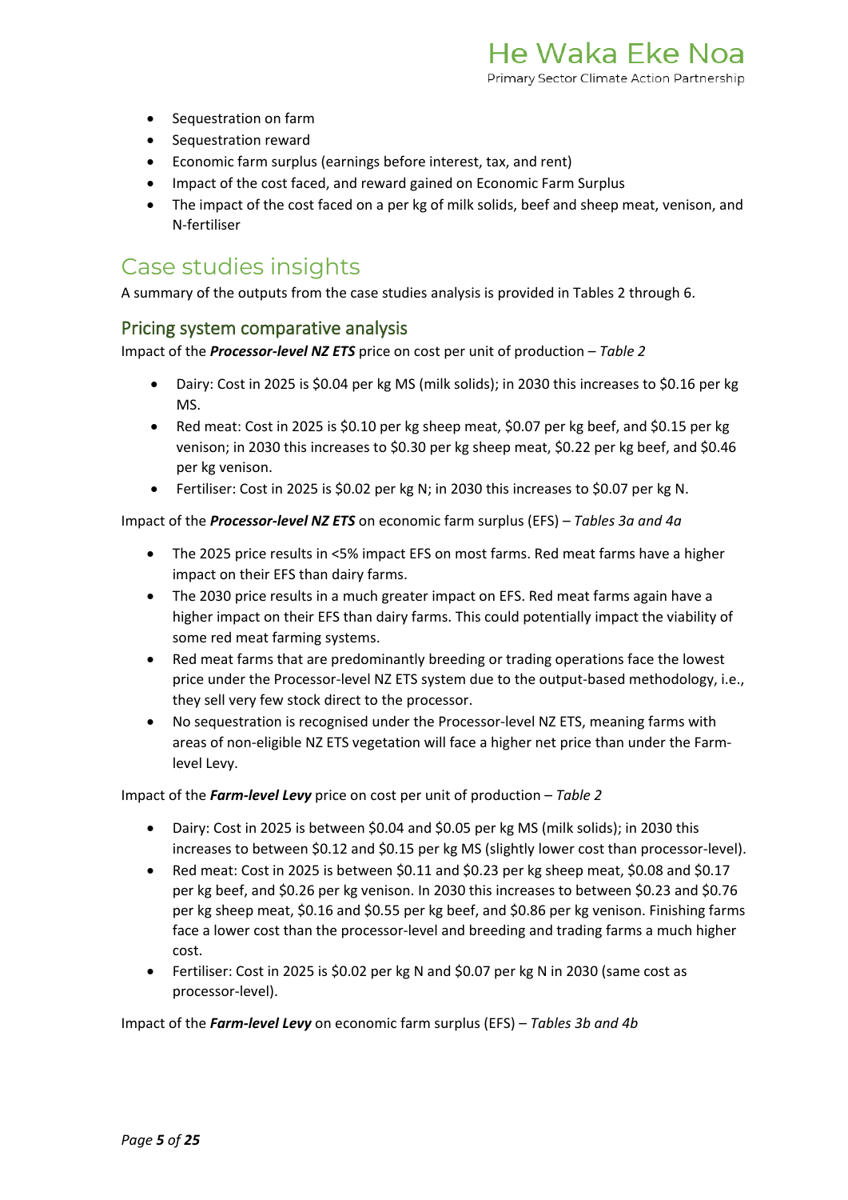- Sequestration on farm
- Sequestration reward
- Economic farm surplus (earnings before interest, tax, and rent)
- Impact of the cost faced, and reward gained on Economic Farm Surplus
- The impact of the cost faced on a per kg of milk solids, beef and sheep meat, venison, and N-fertiliser

# Case studies insights

A summary of the outputs from the case studies analysis is provided in Tables 2 through 6.

## Pricing system comparative analysis

Impact of the ***Processor-level NZ ETS*** price on cost per unit of production – *Table 2*

- Dairy: Cost in 2025 is $0.04 per kg MS (milk solids); in 2030 this increases to $0.16 per kg MS.
- Red meat: Cost in 2025 is $0.10 per kg sheep meat, $0.07 per kg beef, and $0.15 per kg venison; in 2030 this increases to $0.30 per kg sheep meat, $0.22 per kg beef, and $0.46 per kg venison.
- Fertiliser: Cost in 2025 is $0.02 per kg N; in 2030 this increases to $0.07 per kg N.

Impact of the ***Processor-level NZ ETS*** on economic farm surplus (EFS) – *Tables 3a and 4a*

- The 2025 price results in <5% impact EFS on most farms. Red meat farms have a higher impact on their EFS than dairy farms.
- The 2030 price results in a much greater impact on EFS. Red meat farms again have a higher impact on their EFS than dairy farms. This could potentially impact the viability of some red meat farming systems.
- Red meat farms that are predominantly breeding or trading operations face the lowest price under the Processor-level NZ ETS system due to the output-based methodology, i.e., they sell very few stock direct to the processor.
- No sequestration is recognised under the Processor-level NZ ETS, meaning farms with areas of non-eligible NZ ETS vegetation will face a higher net price than under the Farm-level Levy.

Impact of the ***Farm-level Levy*** price on cost per unit of production – *Table 2*

- Dairy: Cost in 2025 is between $0.04 and $0.05 per kg MS (milk solids); in 2030 this increases to between $0.12 and $0.15 per kg MS (slightly lower cost than processor-level).
- Red meat: Cost in 2025 is between $0.11 and $0.23 per kg sheep meat, $0.08 and $0.17 per kg beef, and $0.26 per kg venison. In 2030 this increases to between $0.23 and $0.76 per kg sheep meat, $0.16 and $0.55 per kg beef, and $0.86 per kg venison. Finishing farms face a lower cost than the processor-level and breeding and trading farms a much higher cost.
- Fertiliser: Cost in 2025 is $0.02 per kg N and $0.07 per kg N in 2030 (same cost as processor-level).

Impact of the ***Farm-level Levy*** on economic farm surplus (EFS) – *Tables 3b and 4b*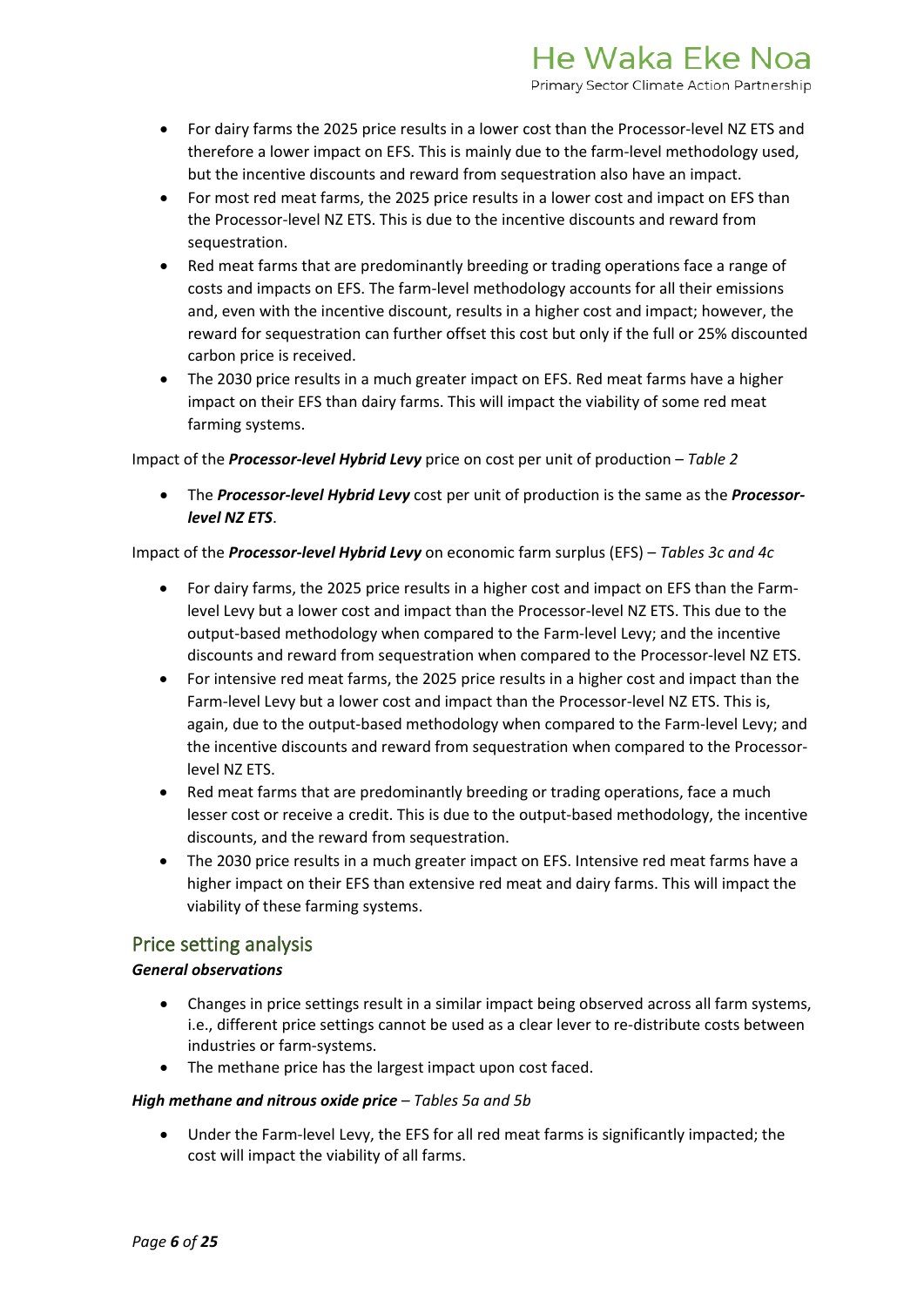- For dairy farms the 2025 price results in a lower cost than the Processor-level NZ ETS and therefore a lower impact on EFS. This is mainly due to the farm-level methodology used, but the incentive discounts and reward from sequestration also have an impact.
- For most red meat farms, the 2025 price results in a lower cost and impact on EFS than the Processor-level NZ ETS. This is due to the incentive discounts and reward from sequestration.
- Red meat farms that are predominantly breeding or trading operations face a range of costs and impacts on EFS. The farm-level methodology accounts for all their emissions and, even with the incentive discount, results in a higher cost and impact; however, the reward for sequestration can further offset this cost but only if the full or 25% discounted carbon price is received.
- The 2030 price results in a much greater impact on EFS. Red meat farms have a higher impact on their EFS than dairy farms. This will impact the viability of some red meat farming systems.

Impact of the ***Processor-level Hybrid Levy*** price on cost per unit of production – *Table 2*

- The ***Processor-level Hybrid Levy*** cost per unit of production is the same as the ***Processor-level NZ ETS***.

Impact of the ***Processor-level Hybrid Levy*** on economic farm surplus (EFS) – *Tables 3c and 4c*

- For dairy farms, the 2025 price results in a higher cost and impact on EFS than the Farm-level Levy but a lower cost and impact than the Processor-level NZ ETS. This due to the output-based methodology when compared to the Farm-level Levy; and the incentive discounts and reward from sequestration when compared to the Processor-level NZ ETS.
- For intensive red meat farms, the 2025 price results in a higher cost and impact than the Farm-level Levy but a lower cost and impact than the Processor-level NZ ETS. This is, again, due to the output-based methodology when compared to the Farm-level Levy; and the incentive discounts and reward from sequestration when compared to the Processor-level NZ ETS.
- Red meat farms that are predominantly breeding or trading operations, face a much lesser cost or receive a credit. This is due to the output-based methodology, the incentive discounts, and the reward from sequestration.
- The 2030 price results in a much greater impact on EFS. Intensive red meat farms have a higher impact on their EFS than extensive red meat and dairy farms. This will impact the viability of these farming systems.

## Price setting analysis

***General observations***

- Changes in price settings result in a similar impact being observed across all farm systems, i.e., different price settings cannot be used as a clear lever to re-distribute costs between industries or farm-systems.
- The methane price has the largest impact upon cost faced.

***High methane and nitrous oxide price*** – *Tables 5a and 5b*

- Under the Farm-level Levy, the EFS for all red meat farms is significantly impacted; the cost will impact the viability of all farms.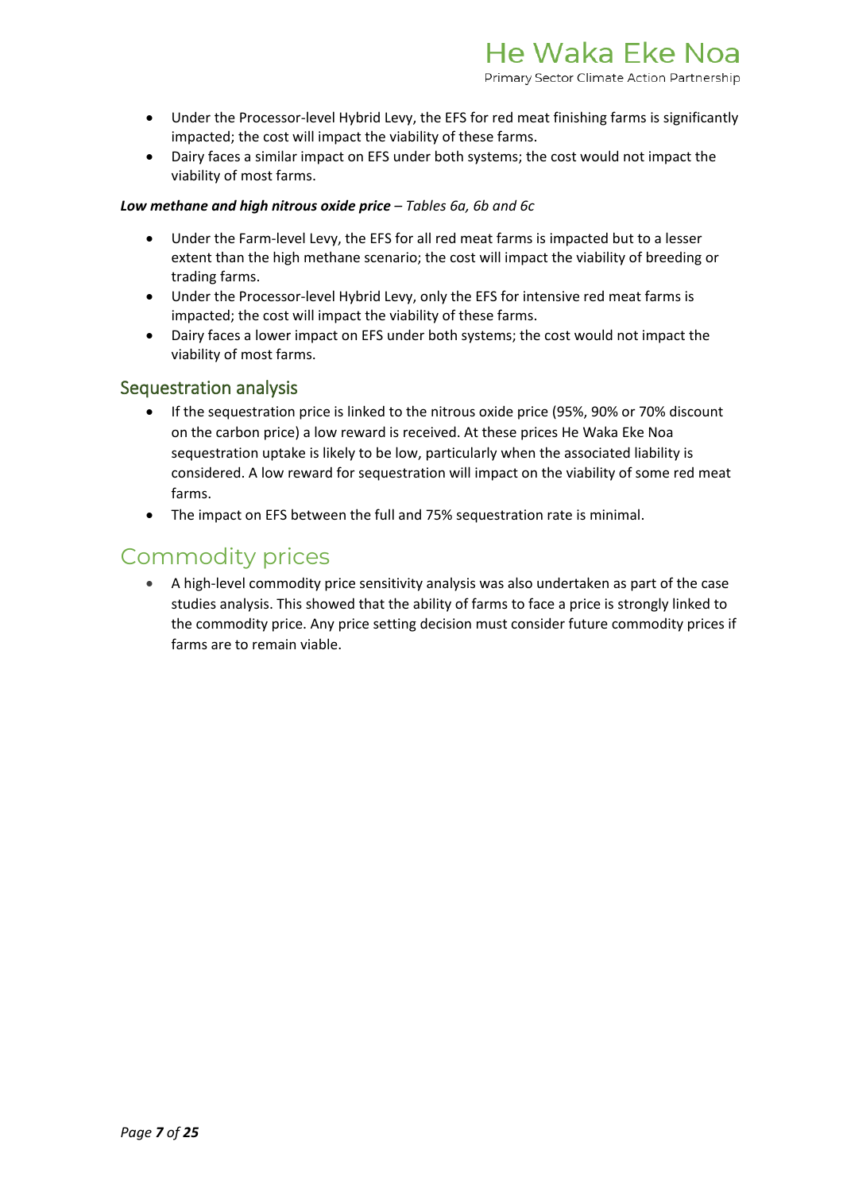- Under the Processor-level Hybrid Levy, the EFS for red meat finishing farms is significantly impacted; the cost will impact the viability of these farms.
- Dairy faces a similar impact on EFS under both systems; the cost would not impact the viability of most farms.

***Low methane and high nitrous oxide price*** – *Tables 6a, 6b and 6c*

- Under the Farm-level Levy, the EFS for all red meat farms is impacted but to a lesser extent than the high methane scenario; the cost will impact the viability of breeding or trading farms.
- Under the Processor-level Hybrid Levy, only the EFS for intensive red meat farms is impacted; the cost will impact the viability of these farms.
- Dairy faces a lower impact on EFS under both systems; the cost would not impact the viability of most farms.

### Sequestration analysis

- If the sequestration price is linked to the nitrous oxide price (95%, 90% or 70% discount on the carbon price) a low reward is received. At these prices He Waka Eke Noa sequestration uptake is likely to be low, particularly when the associated liability is considered. A low reward for sequestration will impact on the viability of some red meat farms.
- The impact on EFS between the full and 75% sequestration rate is minimal.

## Commodity prices

- A high-level commodity price sensitivity analysis was also undertaken as part of the case studies analysis. This showed that the ability of farms to face a price is strongly linked to the commodity price. Any price setting decision must consider future commodity prices if farms are to remain viable.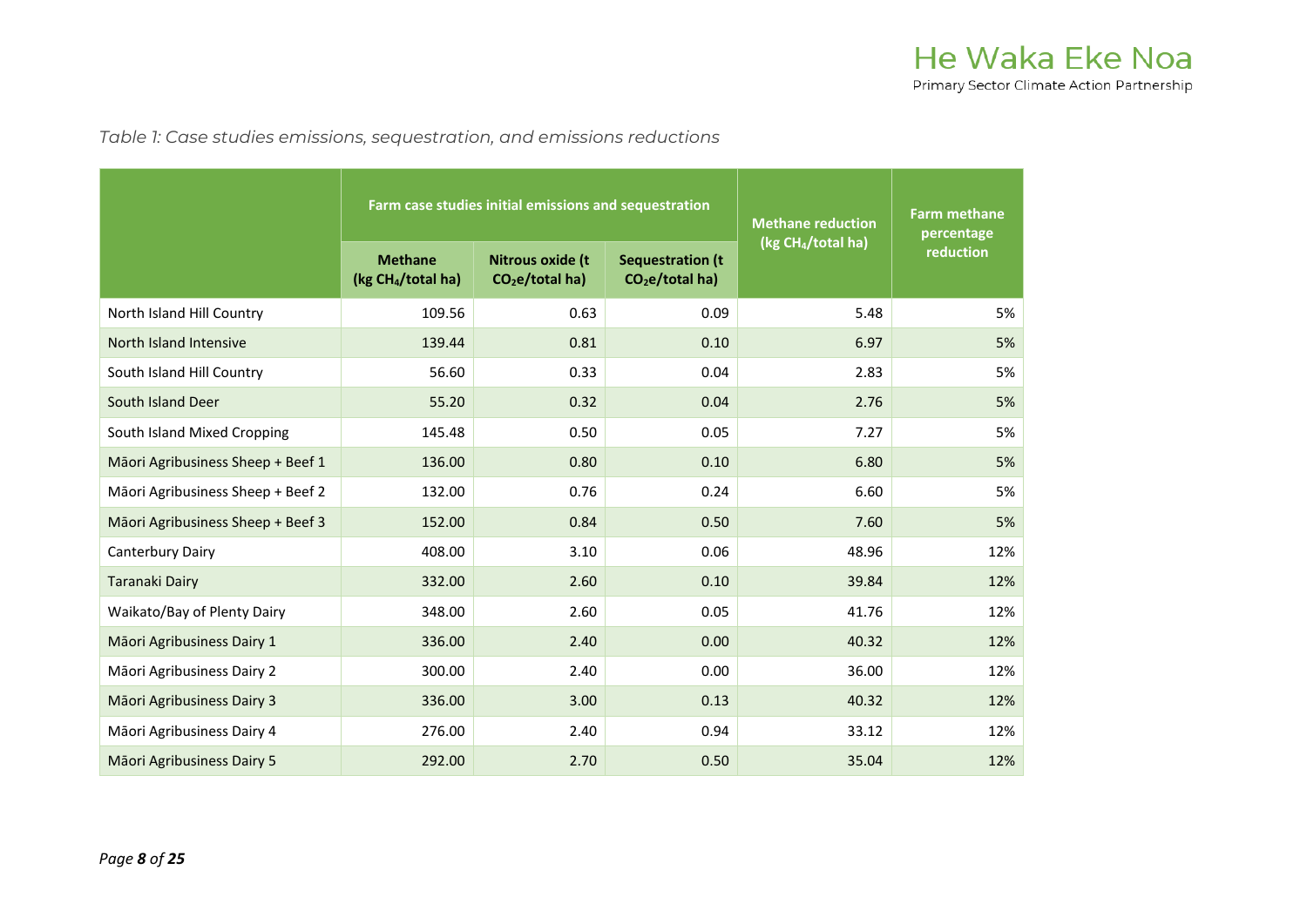*Table 1: Case studies emissions, sequestration, and emissions reductions*

| | Farm case studies initial emissions and sequestration | | | Methane reduction (kg $CH_4$/total ha) | Farm methane percentage reduction |
|---|---|---|---|---|---|
| | Methane (kg $CH_4$/total ha) | Nitrous oxide (t $CO_2e$/total ha) | Sequestration (t $CO_2e$/total ha) | | |
| North Island Hill Country | 109.56 | 0.63 | 0.09 | 5.48 | 5% |
| North Island Intensive | 139.44 | 0.81 | 0.10 | 6.97 | 5% |
| South Island Hill Country | 56.60 | 0.33 | 0.04 | 2.83 | 5% |
| South Island Deer | 55.20 | 0.32 | 0.04 | 2.76 | 5% |
| South Island Mixed Cropping | 145.48 | 0.50 | 0.05 | 7.27 | 5% |
| Māori Agribusiness Sheep + Beef 1 | 136.00 | 0.80 | 0.10 | 6.80 | 5% |
| Māori Agribusiness Sheep + Beef 2 | 132.00 | 0.76 | 0.24 | 6.60 | 5% |
| Māori Agribusiness Sheep + Beef 3 | 152.00 | 0.84 | 0.50 | 7.60 | 5% |
| Canterbury Dairy | 408.00 | 3.10 | 0.06 | 48.96 | 12% |
| Taranaki Dairy | 332.00 | 2.60 | 0.10 | 39.84 | 12% |
| Waikato/Bay of Plenty Dairy | 348.00 | 2.60 | 0.05 | 41.76 | 12% |
| Māori Agribusiness Dairy 1 | 336.00 | 2.40 | 0.00 | 40.32 | 12% |
| Māori Agribusiness Dairy 2 | 300.00 | 2.40 | 0.00 | 36.00 | 12% |
| Māori Agribusiness Dairy 3 | 336.00 | 3.00 | 0.13 | 40.32 | 12% |
| Māori Agribusiness Dairy 4 | 276.00 | 2.40 | 0.94 | 33.12 | 12% |
| Māori Agribusiness Dairy 5 | 292.00 | 2.70 | 0.50 | 35.04 | 12% |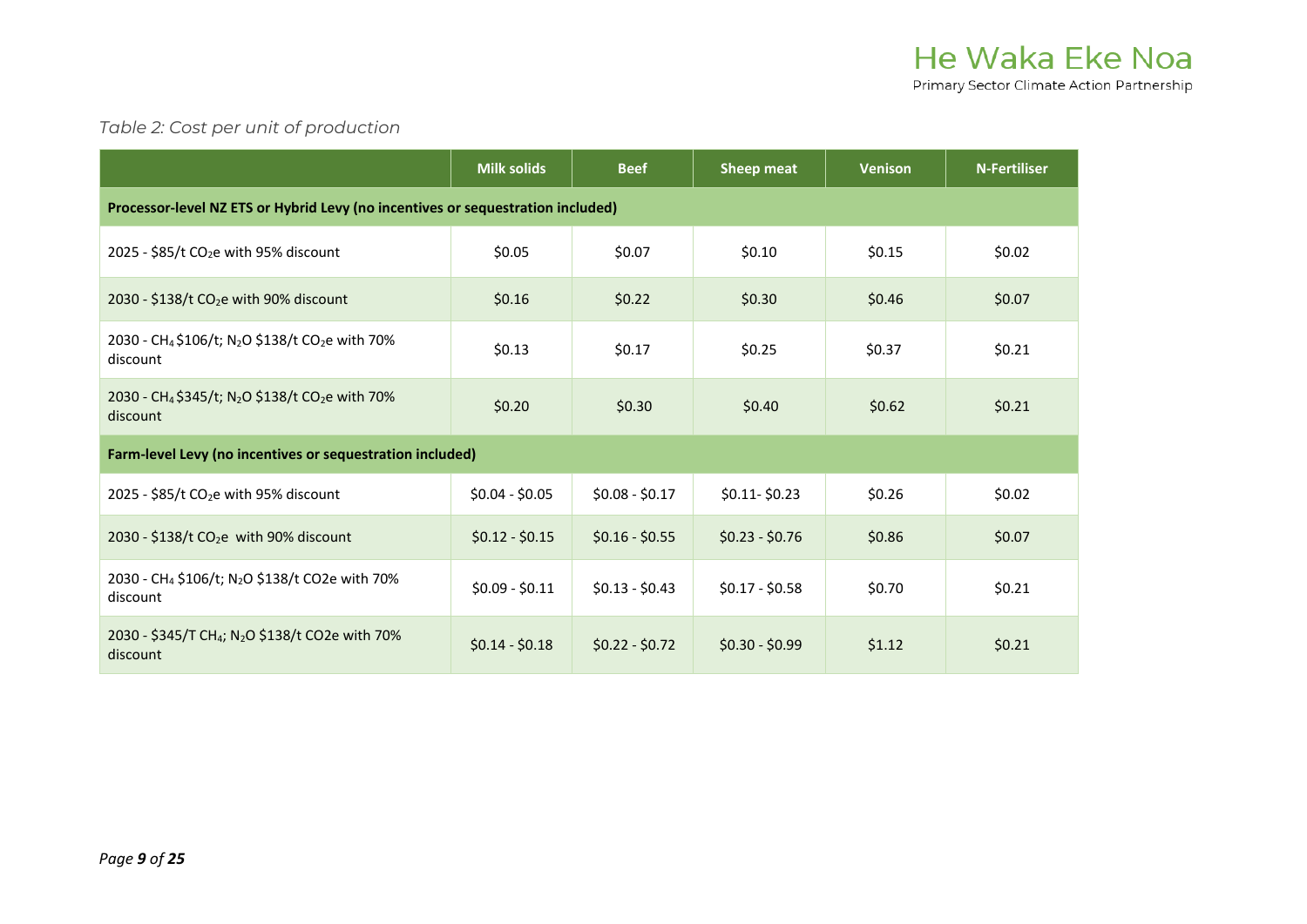*Table 2: Cost per unit of production*

| | Milk solids | Beef | Sheep meat | Venison | N-Fertiliser |
|---|---|---|---|---|---|
| **Processor-level NZ ETS or Hybrid Levy (no incentives or sequestration included)** | | | | | |
| 2025 - $85/t $CO_2$e with 95% discount | $0.05 | $0.07 | $0.10 | $0.15 | $0.02 |
| 2030 - $138/t $CO_2$e with 90% discount | $0.16 | $0.22 | $0.30 | $0.46 | $0.07 |
| 2030 - $CH_4$ $106/t; $N_2O$ $138/t $CO_2$e with 70% discount | $0.13 | $0.17 | $0.25 | $0.37 | $0.21 |
| 2030 - $CH_4$ $345/t; $N_2O$ $138/t $CO_2$e with 70% discount | $0.20 | $0.30 | $0.40 | $0.62 | $0.21 |
| **Farm-level Levy (no incentives or sequestration included)** | | | | | |
| 2025 - $85/t $CO_2$e with 95% discount | $0.04 - $0.05 | $0.08 - $0.17 | $0.11- $0.23 | $0.26 | $0.02 |
| 2030 - $138/t $CO_2$e with 90% discount | $0.12 - $0.15 | $0.16 - $0.55 | $0.23 - $0.76 | $0.86 | $0.07 |
| 2030 - $CH_4$ $106/t; $N_2O$ $138/t CO2e with 70% discount | $0.09 - $0.11 | $0.13 - $0.43 | $0.17 - $0.58 | $0.70 | $0.21 |
| 2030 - $345/T $CH_4$; $N_2O$ $138/t CO2e with 70% discount | $0.14 - $0.18 | $0.22 - $0.72 | $0.30 - $0.99 | $1.12 | $0.21 |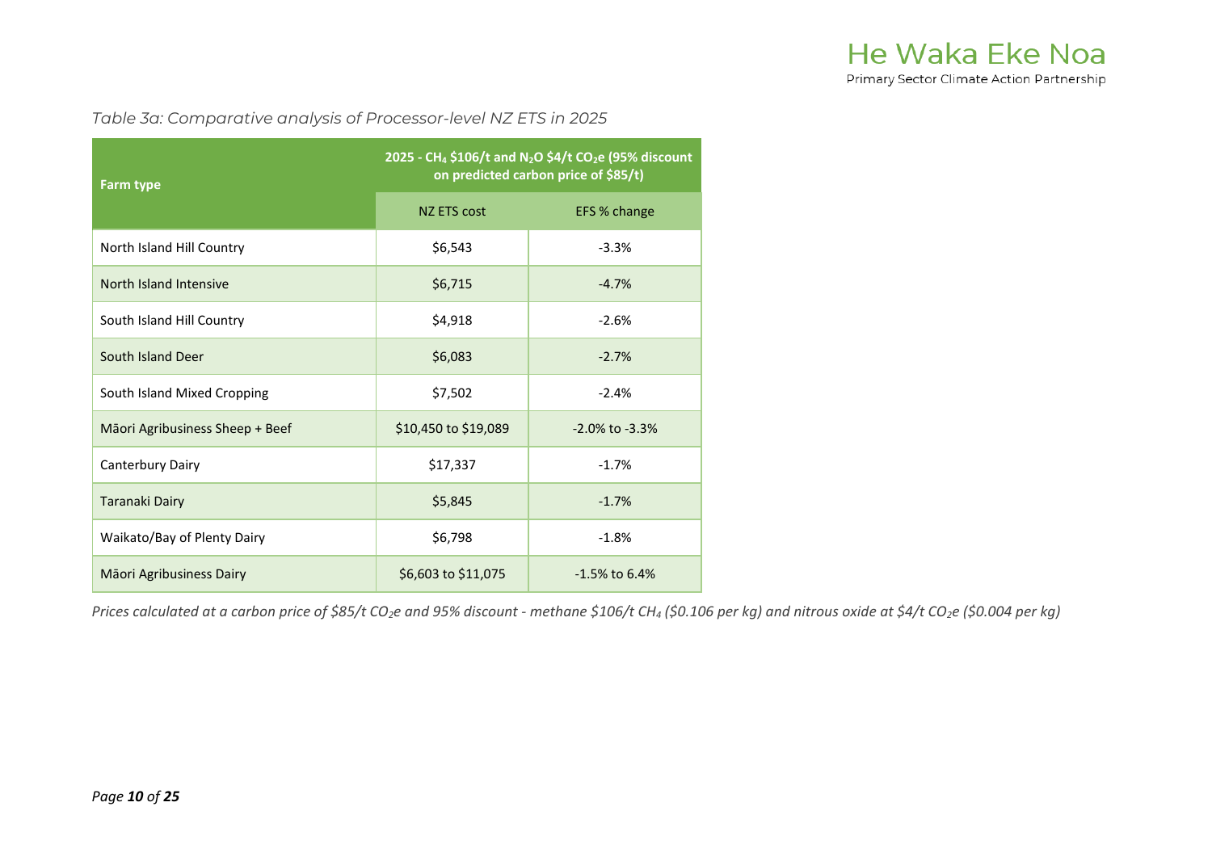*Table 3a: Comparative analysis of Processor-level NZ ETS in 2025*

| Farm type | 2025 - $CH_4$ \$106/t and $N_2O$ \$4/t $CO_2e$ (95% discount on predicted carbon price of \$85/t) | |
|---|---|---|
| | NZ ETS cost | EFS % change |
| North Island Hill Country | \$6,543 | -3.3% |
| North Island Intensive | \$6,715 | -4.7% |
| South Island Hill Country | \$4,918 | -2.6% |
| South Island Deer | \$6,083 | -2.7% |
| South Island Mixed Cropping | \$7,502 | -2.4% |
| Māori Agribusiness Sheep + Beef | \$10,450 to \$19,089 | -2.0% to -3.3% |
| Canterbury Dairy | \$17,337 | -1.7% |
| Taranaki Dairy | \$5,845 | -1.7% |
| Waikato/Bay of Plenty Dairy | \$6,798 | -1.8% |
| Māori Agribusiness Dairy | \$6,603 to \$11,075 | -1.5% to 6.4% |

*Prices calculated at a carbon price of \$85/t $CO_2e$ and 95% discount - methane \$106/t $CH_4$ (\$0.106 per kg) and nitrous oxide at \$4/t $CO_2e$ (\$0.004 per kg)*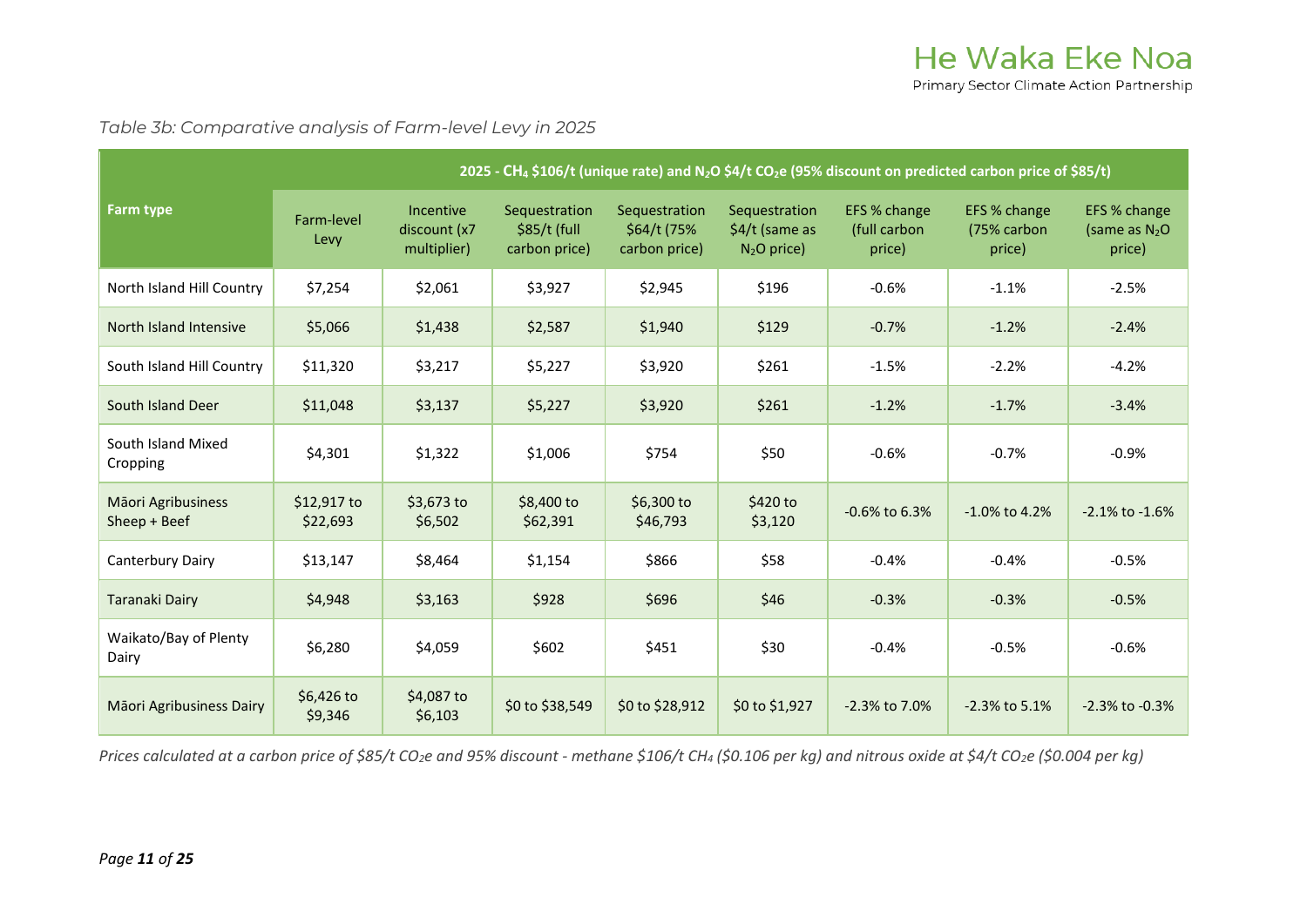*Table 3b: Comparative analysis of Farm-level Levy in 2025*

| Farm type | 2025 - $CH_4$ \$106/t (unique rate) and $N_2O$ \$4/t $CO_2e$ (95% discount on predicted carbon price of \$85/t) | | | | | | | |
|---|---|---|---|---|---|---|---|---|
| | Farm-level Levy | Incentive discount (x7 multiplier) | Sequestration \$85/t (full carbon price) | Sequestration \$64/t (75% carbon price) | Sequestration \$4/t (same as $N_2O$ price) | EFS % change (full carbon price) | EFS % change (75% carbon price) | EFS % change (same as $N_2O$ price) |
| North Island Hill Country | \$7,254 | \$2,061 | \$3,927 | \$2,945 | \$196 | -0.6% | -1.1% | -2.5% |
| North Island Intensive | \$5,066 | \$1,438 | \$2,587 | \$1,940 | \$129 | -0.7% | -1.2% | -2.4% |
| South Island Hill Country | \$11,320 | \$3,217 | \$5,227 | \$3,920 | \$261 | -1.5% | -2.2% | -4.2% |
| South Island Deer | \$11,048 | \$3,137 | \$5,227 | \$3,920 | \$261 | -1.2% | -1.7% | -3.4% |
| South Island Mixed Cropping | \$4,301 | \$1,322 | \$1,006 | \$754 | \$50 | -0.6% | -0.7% | -0.9% |
| Māori Agribusiness Sheep + Beef | \$12,917 to \$22,693 | \$3,673 to \$6,502 | \$8,400 to \$62,391 | \$6,300 to \$46,793 | \$420 to \$3,120 | -0.6% to 6.3% | -1.0% to 4.2% | -2.1% to -1.6% |
| Canterbury Dairy | \$13,147 | \$8,464 | \$1,154 | \$866 | \$58 | -0.4% | -0.4% | -0.5% |
| Taranaki Dairy | \$4,948 | \$3,163 | \$928 | \$696 | \$46 | -0.3% | -0.3% | -0.5% |
| Waikato/Bay of Plenty Dairy | \$6,280 | \$4,059 | \$602 | \$451 | \$30 | -0.4% | -0.5% | -0.6% |
| Māori Agribusiness Dairy | \$6,426 to \$9,346 | \$4,087 to \$6,103 | \$0 to \$38,549 | \$0 to \$28,912 | \$0 to \$1,927 | -2.3% to 7.0% | -2.3% to 5.1% | -2.3% to -0.3% |

*Prices calculated at a carbon price of \$85/t $CO_2e$ and 95% discount - methane \$106/t $CH_4$ (\$0.106 per kg) and nitrous oxide at \$4/t $CO_2e$ (\$0.004 per kg)*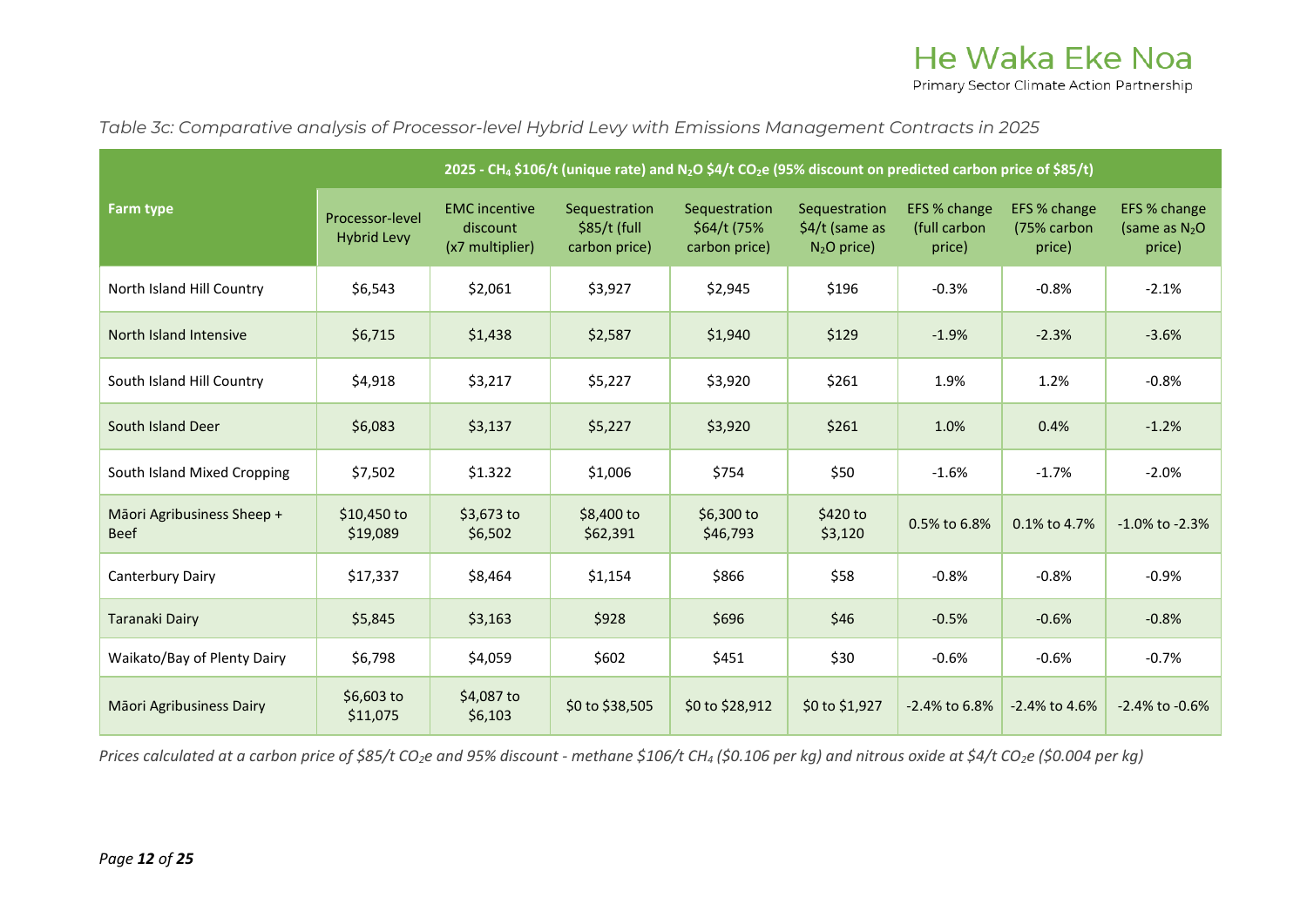*Table 3c: Comparative analysis of Processor-level Hybrid Levy with Emissions Management Contracts in 2025*

| Farm type | 2025 - $CH_4$ \$106/t (unique rate) and $N_2O$ \$4/t $CO_2e$ (95% discount on predicted carbon price of \$85/t) | | | | | | | |
|---|---|---|---|---|---|---|---|---|
| | Processor-level Hybrid Levy | EMC incentive discount (x7 multiplier) | Sequestration \$85/t (full carbon price) | Sequestration \$64/t (75% carbon price) | Sequestration \$4/t (same as $N_2O$ price) | EFS % change (full carbon price) | EFS % change (75% carbon price) | EFS % change (same as $N_2O$ price) |
| North Island Hill Country | \$6,543 | \$2,061 | \$3,927 | \$2,945 | \$196 | -0.3% | -0.8% | -2.1% |
| North Island Intensive | \$6,715 | \$1,438 | \$2,587 | \$1,940 | \$129 | -1.9% | -2.3% | -3.6% |
| South Island Hill Country | \$4,918 | \$3,217 | \$5,227 | \$3,920 | \$261 | 1.9% | 1.2% | -0.8% |
| South Island Deer | \$6,083 | \$3,137 | \$5,227 | \$3,920 | \$261 | 1.0% | 0.4% | -1.2% |
| South Island Mixed Cropping | \$7,502 | \$1.322 | \$1,006 | \$754 | \$50 | -1.6% | -1.7% | -2.0% |
| Māori Agribusiness Sheep + Beef | \$10,450 to \$19,089 | \$3,673 to \$6,502 | \$8,400 to \$62,391 | \$6,300 to \$46,793 | \$420 to \$3,120 | 0.5% to 6.8% | 0.1% to 4.7% | -1.0% to -2.3% |
| Canterbury Dairy | \$17,337 | \$8,464 | \$1,154 | \$866 | \$58 | -0.8% | -0.8% | -0.9% |
| Taranaki Dairy | \$5,845 | \$3,163 | \$928 | \$696 | \$46 | -0.5% | -0.6% | -0.8% |
| Waikato/Bay of Plenty Dairy | \$6,798 | \$4,059 | \$602 | \$451 | \$30 | -0.6% | -0.6% | -0.7% |
| Māori Agribusiness Dairy | \$6,603 to \$11,075 | \$4,087 to \$6,103 | \$0 to \$38,505 | \$0 to \$28,912 | \$0 to \$1,927 | -2.4% to 6.8% | -2.4% to 4.6% | -2.4% to -0.6% |

*Prices calculated at a carbon price of \$85/t $CO_2e$ and 95% discount - methane \$106/t $CH_4$ (\$0.106 per kg) and nitrous oxide at \$4/t $CO_2e$ (\$0.004 per kg)*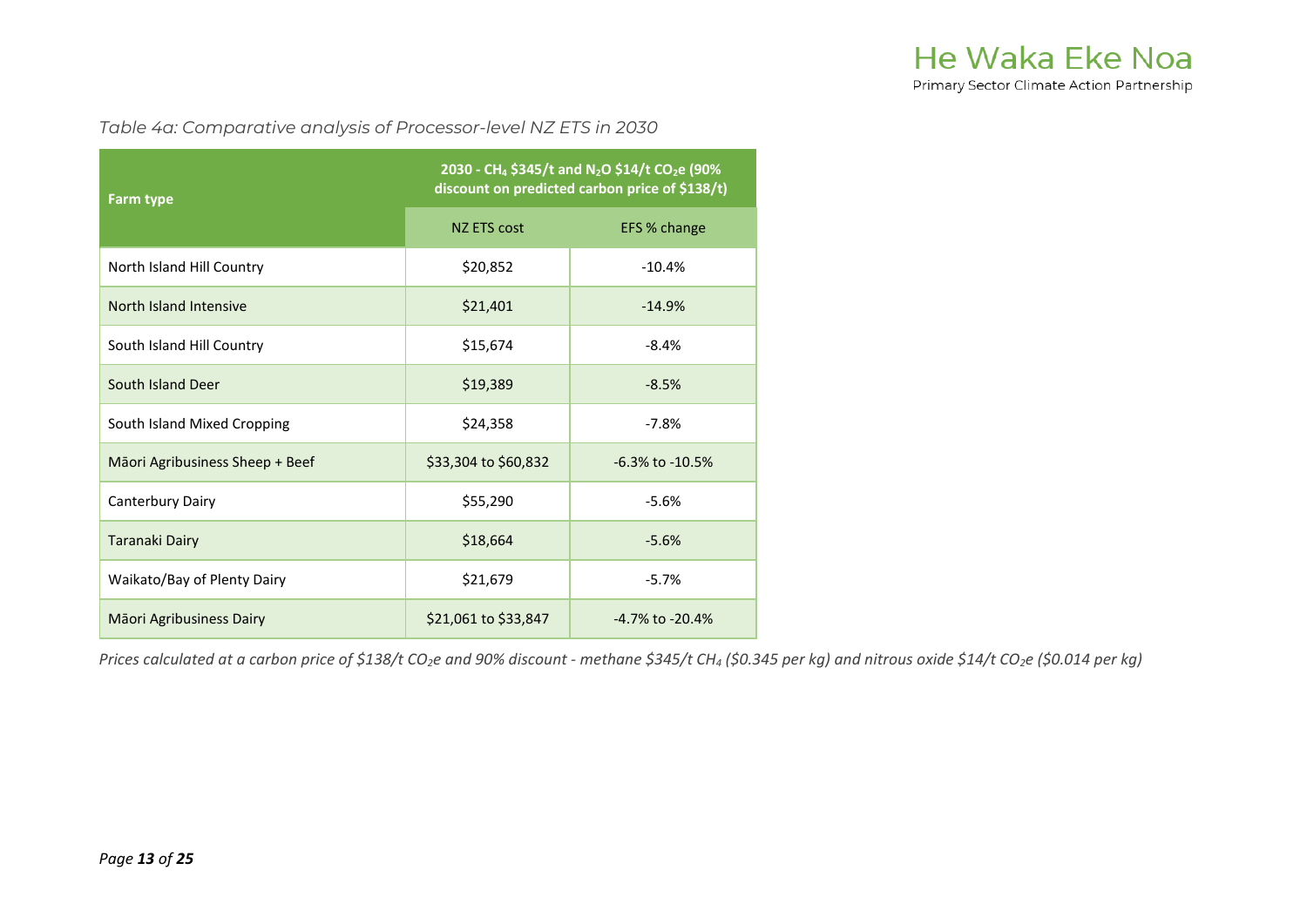*Table 4a: Comparative analysis of Processor-level NZ ETS in 2030*

| Farm type | 2030 - $CH_4$ \$345/t and $N_2O$ \$14/t $CO_2e$ (90% discount on predicted carbon price of \$138/t) | |
|---|---|---|
| | NZ ETS cost | EFS % change |
| North Island Hill Country | $20,852 | -10.4% |
| North Island Intensive | $21,401 | -14.9% |
| South Island Hill Country | $15,674 | -8.4% |
| South Island Deer | $19,389 | -8.5% |
| South Island Mixed Cropping | $24,358 | -7.8% |
| Māori Agribusiness Sheep + Beef | $33,304 to $60,832 | -6.3% to -10.5% |
| Canterbury Dairy | $55,290 | -5.6% |
| Taranaki Dairy | $18,664 | -5.6% |
| Waikato/Bay of Plenty Dairy | $21,679 | -5.7% |
| Māori Agribusiness Dairy | $21,061 to $33,847 | -4.7% to -20.4% |

*Prices calculated at a carbon price of \$138/t $CO_2e$ and 90% discount - methane \$345/t $CH_4$ (\$0.345 per kg) and nitrous oxide \$14/t $CO_2e$ (\$0.014 per kg)*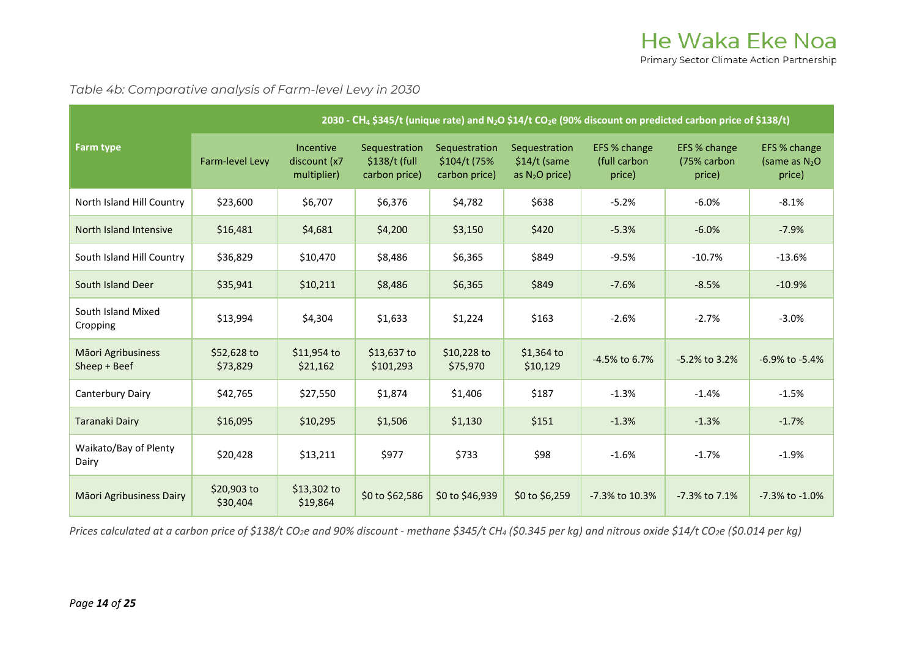*Table 4b: Comparative analysis of Farm-level Levy in 2030*

| Farm type | 2030 - $CH_4$ \$345/t (unique rate) and $N_2O$ \$14/t $CO_2e$ (90% discount on predicted carbon price of \$138/t) | | | | | | | |
|---|---|---|---|---|---|---|---|---|
| | Farm-level Levy | Incentive discount (x7 multiplier) | Sequestration \$138/t (full carbon price) | Sequestration \$104/t (75% carbon price) | Sequestration \$14/t (same as $N_2O$ price) | EFS % change (full carbon price) | EFS % change (75% carbon price) | EFS % change (same as $N_2O$ price) |
| North Island Hill Country | \$23,600 | \$6,707 | \$6,376 | \$4,782 | \$638 | -5.2% | -6.0% | -8.1% |
| North Island Intensive | \$16,481 | \$4,681 | \$4,200 | \$3,150 | \$420 | -5.3% | -6.0% | -7.9% |
| South Island Hill Country | \$36,829 | \$10,470 | \$8,486 | \$6,365 | \$849 | -9.5% | -10.7% | -13.6% |
| South Island Deer | \$35,941 | \$10,211 | \$8,486 | \$6,365 | \$849 | -7.6% | -8.5% | -10.9% |
| South Island Mixed Cropping | \$13,994 | \$4,304 | \$1,633 | \$1,224 | \$163 | -2.6% | -2.7% | -3.0% |
| Māori Agribusiness Sheep + Beef | \$52,628 to \$73,829 | \$11,954 to \$21,162 | \$13,637 to \$101,293 | \$10,228 to \$75,970 | \$1,364 to \$10,129 | -4.5% to 6.7% | -5.2% to 3.2% | -6.9% to -5.4% |
| Canterbury Dairy | \$42,765 | \$27,550 | \$1,874 | \$1,406 | \$187 | -1.3% | -1.4% | -1.5% |
| Taranaki Dairy | \$16,095 | \$10,295 | \$1,506 | \$1,130 | \$151 | -1.3% | -1.3% | -1.7% |
| Waikato/Bay of Plenty Dairy | \$20,428 | \$13,211 | \$977 | \$733 | \$98 | -1.6% | -1.7% | -1.9% |
| Māori Agribusiness Dairy | \$20,903 to \$30,404 | \$13,302 to \$19,864 | \$0 to \$62,586 | \$0 to \$46,939 | \$0 to \$6,259 | -7.3% to 10.3% | -7.3% to 7.1% | -7.3% to -1.0% |

*Prices calculated at a carbon price of \$138/t $CO_2e$ and 90% discount - methane \$345/t $CH_4$ (\$0.345 per kg) and nitrous oxide \$14/t $CO_2e$ (\$0.014 per kg)*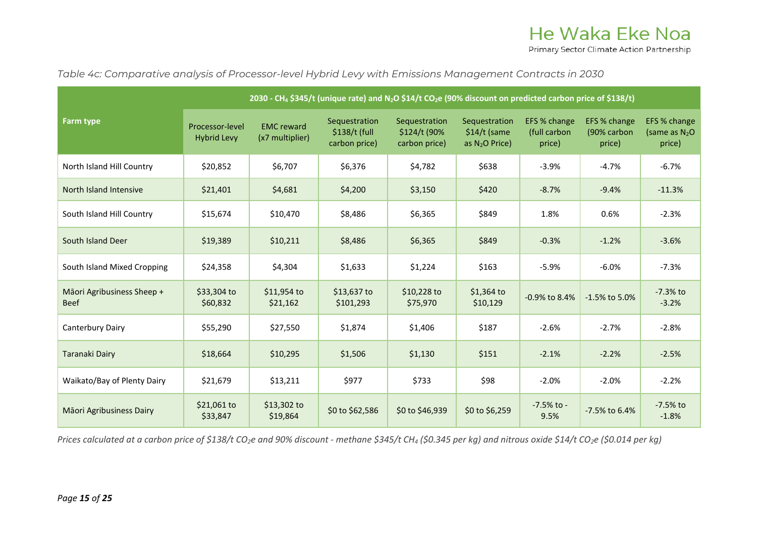*Table 4c: Comparative analysis of Processor-level Hybrid Levy with Emissions Management Contracts in 2030*

| Farm type | 2030 - $CH_4$ \$345/t (unique rate) and $N_2O$ \$14/t $CO_2e$ (90% discount on predicted carbon price of \$138/t) | | | | | | | |
|---|---|---|---|---|---|---|---|---|
| | Processor-level Hybrid Levy | EMC reward (x7 multiplier) | Sequestration \$138/t (full carbon price) | Sequestration \$124/t (90% carbon price) | Sequestration \$14/t (same as $N_2O$ Price) | EFS % change (full carbon price) | EFS % change (90% carbon price) | EFS % change (same as $N_2O$ price) |
| North Island Hill Country | \$20,852 | \$6,707 | \$6,376 | \$4,782 | \$638 | -3.9% | -4.7% | -6.7% |
| North Island Intensive | \$21,401 | \$4,681 | \$4,200 | \$3,150 | \$420 | -8.7% | -9.4% | -11.3% |
| South Island Hill Country | \$15,674 | \$10,470 | \$8,486 | \$6,365 | \$849 | 1.8% | 0.6% | -2.3% |
| South Island Deer | \$19,389 | \$10,211 | \$8,486 | \$6,365 | \$849 | -0.3% | -1.2% | -3.6% |
| South Island Mixed Cropping | \$24,358 | \$4,304 | \$1,633 | \$1,224 | \$163 | -5.9% | -6.0% | -7.3% |
| Māori Agribusiness Sheep + Beef | \$33,304 to \$60,832 | \$11,954 to \$21,162 | \$13,637 to \$101,293 | \$10,228 to \$75,970 | \$1,364 to \$10,129 | -0.9% to 8.4% | -1.5% to 5.0% | -7.3% to -3.2% |
| Canterbury Dairy | \$55,290 | \$27,550 | \$1,874 | \$1,406 | \$187 | -2.6% | -2.7% | -2.8% |
| Taranaki Dairy | \$18,664 | \$10,295 | \$1,506 | \$1,130 | \$151 | -2.1% | -2.2% | -2.5% |
| Waikato/Bay of Plenty Dairy | \$21,679 | \$13,211 | \$977 | \$733 | \$98 | -2.0% | -2.0% | -2.2% |
| Māori Agribusiness Dairy | \$21,061 to \$33,847 | \$13,302 to \$19,864 | \$0 to \$62,586 | \$0 to \$46,939 | \$0 to \$6,259 | -7.5% to -9.5% | -7.5% to 6.4% | -7.5% to -1.8% |

*Prices calculated at a carbon price of \$138/t $CO_2e$ and 90% discount - methane \$345/t $CH_4$ (\$0.345 per kg) and nitrous oxide \$14/t $CO_2e$ (\$0.014 per kg)*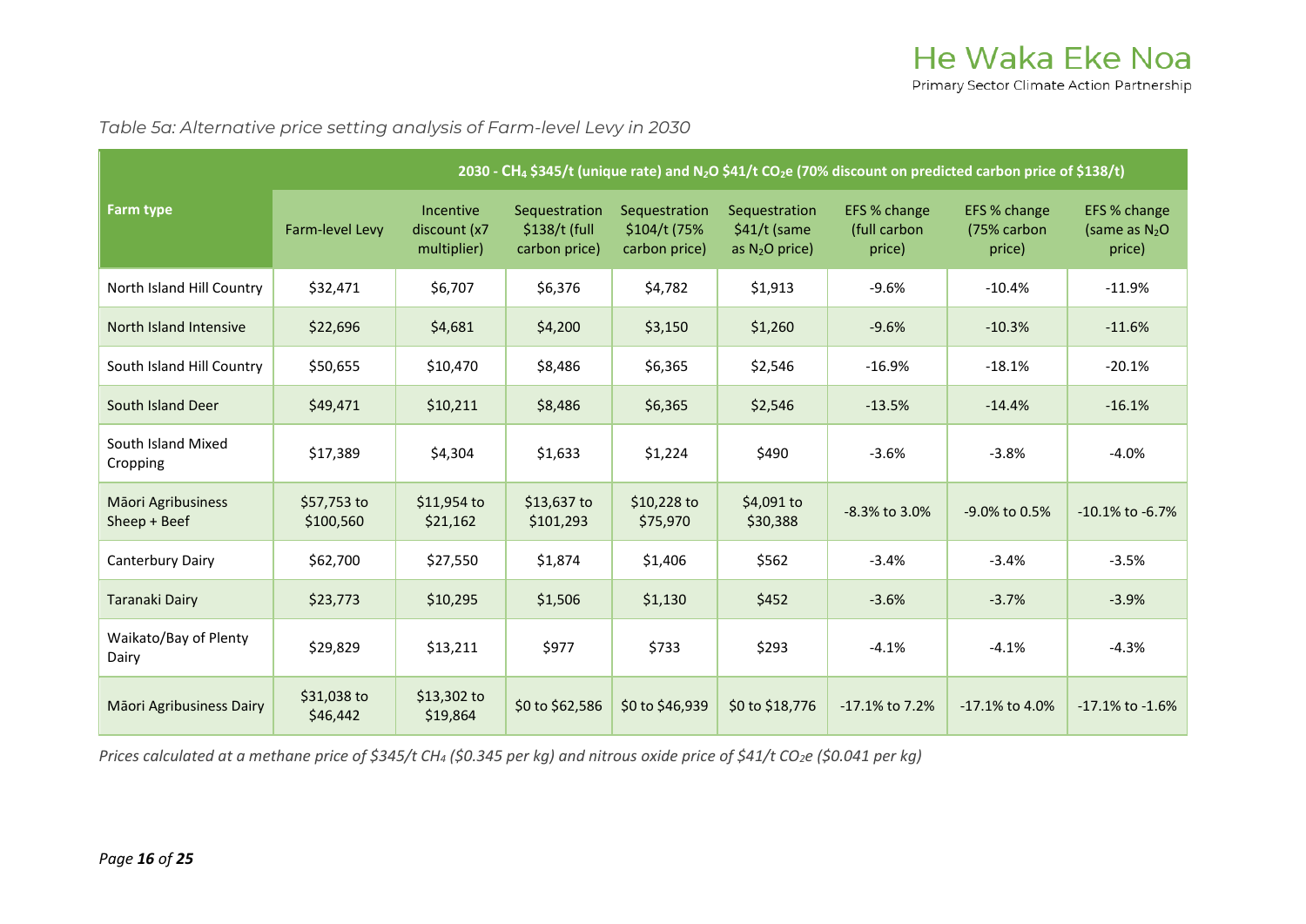*Table 5a: Alternative price setting analysis of Farm-level Levy in 2030*

| Farm type | 2030 - $CH_4$ \$345/t (unique rate) and $N_2O$ \$41/t $CO_2e$ (70% discount on predicted carbon price of \$138/t) | | | | | | | |
|---|---|---|---|---|---|---|---|---|
| | Farm-level Levy | Incentive discount (x7 multiplier) | Sequestration \$138/t (full carbon price) | Sequestration \$104/t (75% carbon price) | Sequestration \$41/t (same as $N_2O$ price) | EFS % change (full carbon price) | EFS % change (75% carbon price) | EFS % change (same as $N_2O$ price) |
| North Island Hill Country | \$32,471 | \$6,707 | \$6,376 | \$4,782 | \$1,913 | -9.6% | -10.4% | -11.9% |
| North Island Intensive | \$22,696 | \$4,681 | \$4,200 | \$3,150 | \$1,260 | -9.6% | -10.3% | -11.6% |
| South Island Hill Country | \$50,655 | \$10,470 | \$8,486 | \$6,365 | \$2,546 | -16.9% | -18.1% | -20.1% |
| South Island Deer | \$49,471 | \$10,211 | \$8,486 | \$6,365 | \$2,546 | -13.5% | -14.4% | -16.1% |
| South Island Mixed Cropping | \$17,389 | \$4,304 | \$1,633 | \$1,224 | \$490 | -3.6% | -3.8% | -4.0% |
| Māori Agribusiness Sheep + Beef | \$57,753 to \$100,560 | \$11,954 to \$21,162 | \$13,637 to \$101,293 | \$10,228 to \$75,970 | \$4,091 to \$30,388 | -8.3% to 3.0% | -9.0% to 0.5% | -10.1% to -6.7% |
| Canterbury Dairy | \$62,700 | \$27,550 | \$1,874 | \$1,406 | \$562 | -3.4% | -3.4% | -3.5% |
| Taranaki Dairy | \$23,773 | \$10,295 | \$1,506 | \$1,130 | \$452 | -3.6% | -3.7% | -3.9% |
| Waikato/Bay of Plenty Dairy | \$29,829 | \$13,211 | \$977 | \$733 | \$293 | -4.1% | -4.1% | -4.3% |
| Māori Agribusiness Dairy | \$31,038 to \$46,442 | \$13,302 to \$19,864 | \$0 to \$62,586 | \$0 to \$46,939 | \$0 to \$18,776 | -17.1% to 7.2% | -17.1% to 4.0% | -17.1% to -1.6% |

*Prices calculated at a methane price of \$345/t $CH_4$ (\$0.345 per kg) and nitrous oxide price of \$41/t $CO_2e$ (\$0.041 per kg)*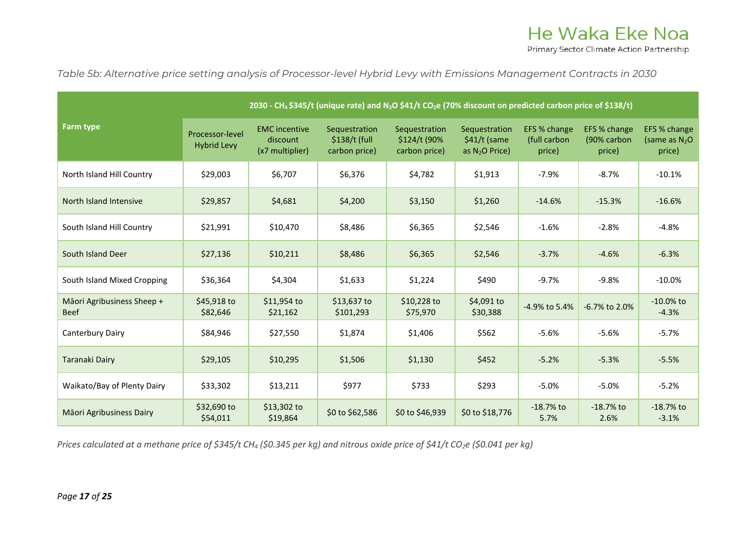*Table 5b: Alternative price setting analysis of Processor-level Hybrid Levy with Emissions Management Contracts in 2030*

| Farm type | 2030 - $CH_4$ \$345/t (unique rate) and $N_2O$ \$41/t $CO_2e$ (70% discount on predicted carbon price of \$138/t) | | | | | | | |
|---|---|---|---|---|---|---|---|---|
| | Processor-level Hybrid Levy | EMC incentive discount (x7 multiplier) | Sequestration \$138/t (full carbon price) | Sequestration \$124/t (90% carbon price) | Sequestration \$41/t (same as $N_2O$ Price) | EFS % change (full carbon price) | EFS % change (90% carbon price) | EFS % change (same as $N_2O$ price) |
| North Island Hill Country | \$29,003 | \$6,707 | \$6,376 | \$4,782 | \$1,913 | -7.9% | -8.7% | -10.1% |
| North Island Intensive | \$29,857 | \$4,681 | \$4,200 | \$3,150 | \$1,260 | -14.6% | -15.3% | -16.6% |
| South Island Hill Country | \$21,991 | \$10,470 | \$8,486 | \$6,365 | \$2,546 | -1.6% | -2.8% | -4.8% |
| South Island Deer | \$27,136 | \$10,211 | \$8,486 | \$6,365 | \$2,546 | -3.7% | -4.6% | -6.3% |
| South Island Mixed Cropping | \$36,364 | \$4,304 | \$1,633 | \$1,224 | \$490 | -9.7% | -9.8% | -10.0% |
| Māori Agribusiness Sheep + Beef | \$45,918 to \$82,646 | \$11,954 to \$21,162 | \$13,637 to \$101,293 | \$10,228 to \$75,970 | \$4,091 to \$30,388 | -4.9% to 5.4% | -6.7% to 2.0% | -10.0% to -4.3% |
| Canterbury Dairy | \$84,946 | \$27,550 | \$1,874 | \$1,406 | \$562 | -5.6% | -5.6% | -5.7% |
| Taranaki Dairy | \$29,105 | \$10,295 | \$1,506 | \$1,130 | \$452 | -5.2% | -5.3% | -5.5% |
| Waikato/Bay of Plenty Dairy | \$33,302 | \$13,211 | \$977 | \$733 | \$293 | -5.0% | -5.0% | -5.2% |
| Māori Agribusiness Dairy | \$32,690 to \$54,011 | \$13,302 to \$19,864 | \$0 to \$62,586 | \$0 to \$46,939 | \$0 to \$18,776 | -18.7% to 5.7% | -18.7% to 2.6% | -18.7% to -3.1% |

*Prices calculated at a methane price of \$345/t $CH_4$ (\$0.345 per kg) and nitrous oxide price of \$41/t $CO_2e$ (\$0.041 per kg)*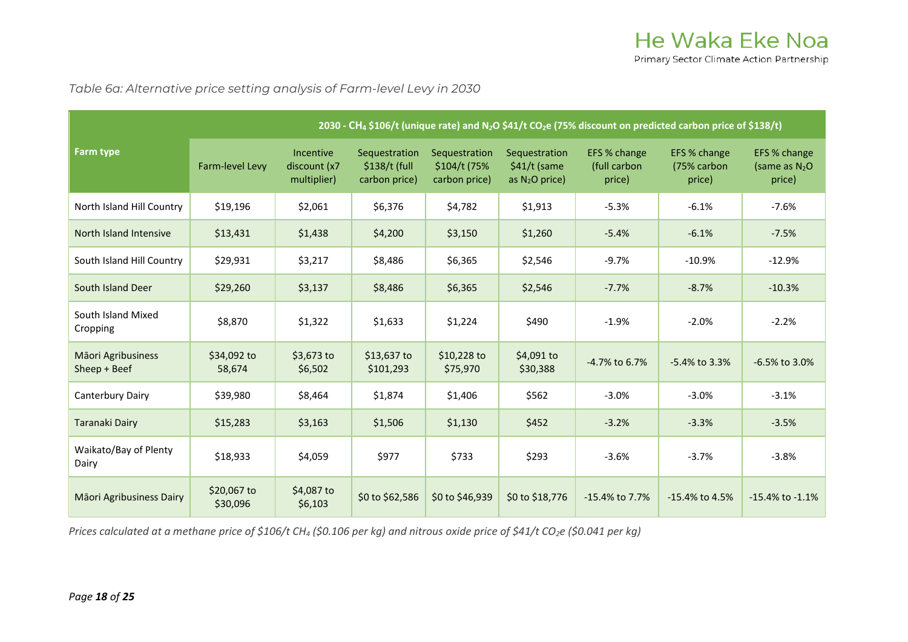*Table 6a: Alternative price setting analysis of Farm-level Levy in 2030*

| Farm type | 2030 - $CH_4$ \$106/t (unique rate) and $N_2O$ \$41/t $CO_2e$ (75% discount on predicted carbon price of \$138/t) | | | | | | | |
|---|---|---|---|---|---|---|---|---|
| | Farm-level Levy | Incentive discount (x7 multiplier) | Sequestration \$138/t (full carbon price) | Sequestration \$104/t (75% carbon price) | Sequestration \$41/t (same as $N_2O$ price) | EFS % change (full carbon price) | EFS % change (75% carbon price) | EFS % change (same as $N_2O$ price) |
| North Island Hill Country | \$19,196 | \$2,061 | \$6,376 | \$4,782 | \$1,913 | -5.3% | -6.1% | -7.6% |
| North Island Intensive | \$13,431 | \$1,438 | \$4,200 | \$3,150 | \$1,260 | -5.4% | -6.1% | -7.5% |
| South Island Hill Country | \$29,931 | \$3,217 | \$8,486 | \$6,365 | \$2,546 | -9.7% | -10.9% | -12.9% |
| South Island Deer | \$29,260 | \$3,137 | \$8,486 | \$6,365 | \$2,546 | -7.7% | -8.7% | -10.3% |
| South Island Mixed Cropping | \$8,870 | \$1,322 | \$1,633 | \$1,224 | \$490 | -1.9% | -2.0% | -2.2% |
| Māori Agribusiness Sheep + Beef | \$34,092 to 58,674 | \$3,673 to \$6,502 | \$13,637 to \$101,293 | \$10,228 to \$75,970 | \$4,091 to \$30,388 | -4.7% to 6.7% | -5.4% to 3.3% | -6.5% to 3.0% |
| Canterbury Dairy | \$39,980 | \$8,464 | \$1,874 | \$1,406 | \$562 | -3.0% | -3.0% | -3.1% |
| Taranaki Dairy | \$15,283 | \$3,163 | \$1,506 | \$1,130 | \$452 | -3.2% | -3.3% | -3.5% |
| Waikato/Bay of Plenty Dairy | \$18,933 | \$4,059 | \$977 | \$733 | \$293 | -3.6% | -3.7% | -3.8% |
| Māori Agribusiness Dairy | \$20,067 to \$30,096 | \$4,087 to \$6,103 | \$0 to \$62,586 | \$0 to \$46,939 | \$0 to \$18,776 | -15.4% to 7.7% | -15.4% to 4.5% | -15.4% to -1.1% |

*Prices calculated at a methane price of \$106/t $CH_4$ (\$0.106 per kg) and nitrous oxide price of \$41/t $CO_2e$ (\$0.041 per kg)*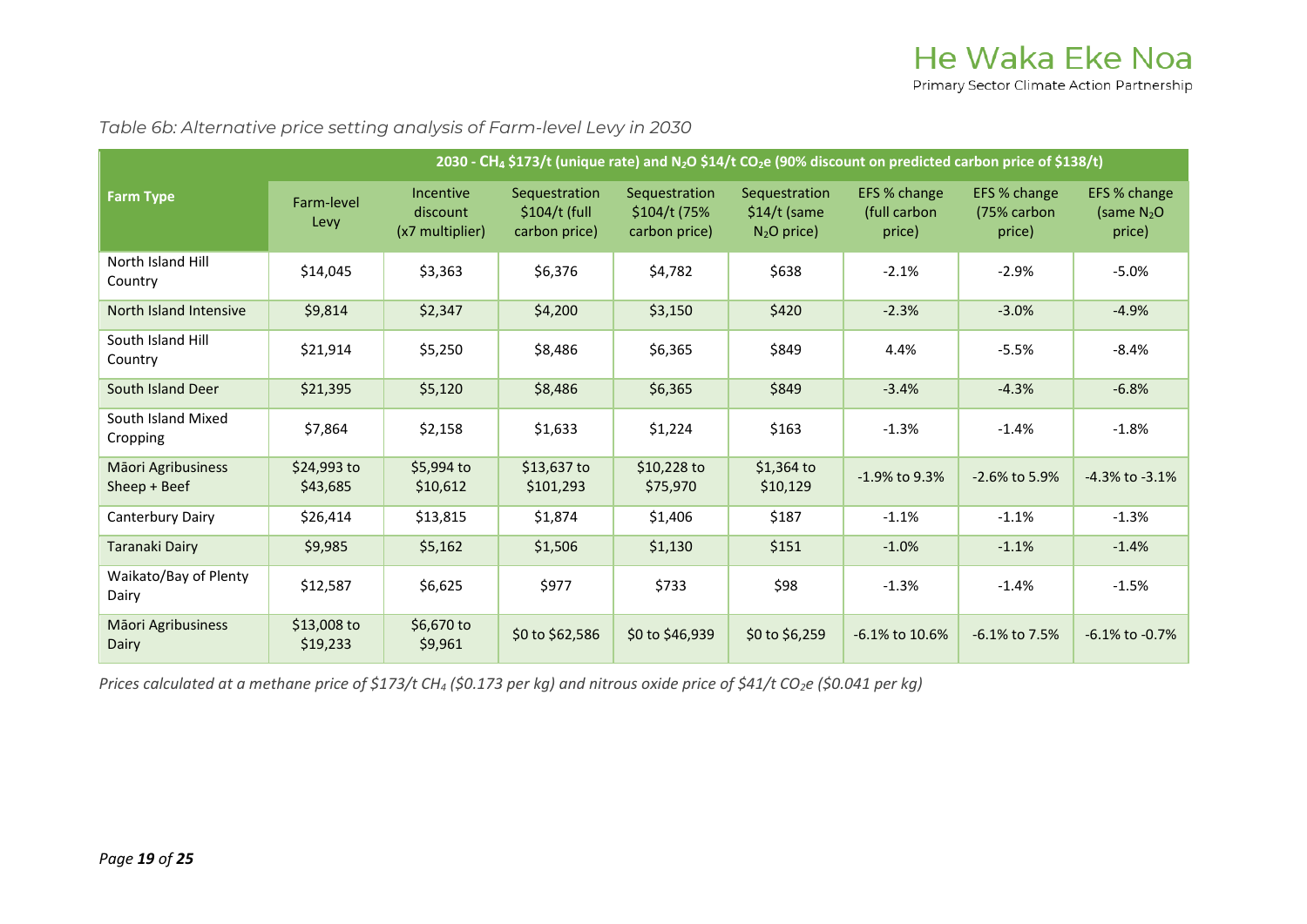*Table 6b: Alternative price setting analysis of Farm-level Levy in 2030*

| Farm Type | 2030 - $CH_4$ \$173/t (unique rate) and $N_2O$ \$14/t $CO_2e$ (90% discount on predicted carbon price of \$138/t) | | | | | | | |
|---|---|---|---|---|---|---|---|---|
| | Farm-level Levy | Incentive discount (x7 multiplier) | Sequestration \$104/t (full carbon price) | Sequestration \$104/t (75% carbon price) | Sequestration \$14/t (same $N_2O$ price) | EFS % change (full carbon price) | EFS % change (75% carbon price) | EFS % change (same $N_2O$ price) |
| North Island Hill Country | \$14,045 | \$3,363 | \$6,376 | \$4,782 | \$638 | -2.1% | -2.9% | -5.0% |
| North Island Intensive | \$9,814 | \$2,347 | \$4,200 | \$3,150 | \$420 | -2.3% | -3.0% | -4.9% |
| South Island Hill Country | \$21,914 | \$5,250 | \$8,486 | \$6,365 | \$849 | 4.4% | -5.5% | -8.4% |
| South Island Deer | \$21,395 | \$5,120 | \$8,486 | \$6,365 | \$849 | -3.4% | -4.3% | -6.8% |
| South Island Mixed Cropping | \$7,864 | \$2,158 | \$1,633 | \$1,224 | \$163 | -1.3% | -1.4% | -1.8% |
| Māori Agribusiness Sheep + Beef | \$24,993 to \$43,685 | \$5,994 to \$10,612 | \$13,637 to \$101,293 | \$10,228 to \$75,970 | \$1,364 to \$10,129 | -1.9% to 9.3% | -2.6% to 5.9% | -4.3% to -3.1% |
| Canterbury Dairy | \$26,414 | \$13,815 | \$1,874 | \$1,406 | \$187 | -1.1% | -1.1% | -1.3% |
| Taranaki Dairy | \$9,985 | \$5,162 | \$1,506 | \$1,130 | \$151 | -1.0% | -1.1% | -1.4% |
| Waikato/Bay of Plenty Dairy | \$12,587 | \$6,625 | \$977 | \$733 | \$98 | -1.3% | -1.4% | -1.5% |
| Māori Agribusiness Dairy | \$13,008 to \$19,233 | \$6,670 to \$9,961 | \$0 to \$62,586 | \$0 to \$46,939 | \$0 to \$6,259 | -6.1% to 10.6% | -6.1% to 7.5% | -6.1% to -0.7% |

*Prices calculated at a methane price of \$173/t $CH_4$ (\$0.173 per kg) and nitrous oxide price of \$41/t $CO_2e$ (\$0.041 per kg)*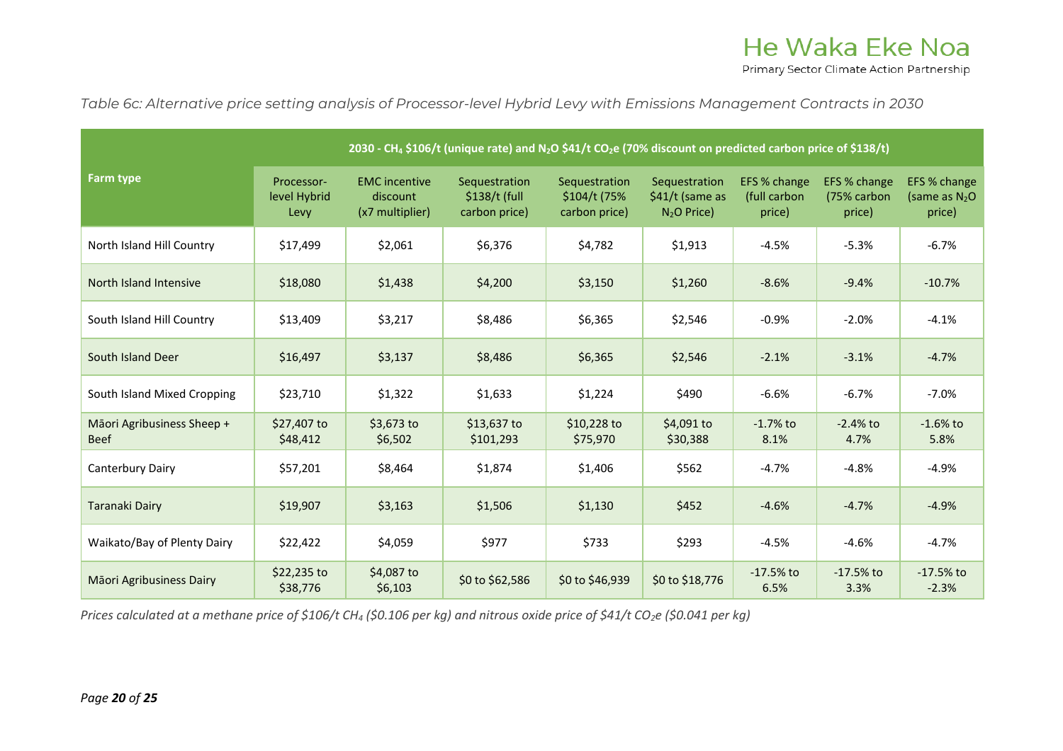*Table 6c: Alternative price setting analysis of Processor-level Hybrid Levy with Emissions Management Contracts in 2030*

| Farm type | 2030 - $CH_4$ \$106/t (unique rate) and $N_2O$ \$41/t $CO_2e$ (70% discount on predicted carbon price of \$138/t) | | | | | | | |
|---|---|---|---|---|---|---|---|---|
| | Processor-level Hybrid Levy | EMC incentive discount (x7 multiplier) | Sequestration \$138/t (full carbon price) | Sequestration \$104/t (75% carbon price) | Sequestration \$41/t (same as $N_2O$ Price) | EFS % change (full carbon price) | EFS % change (75% carbon price) | EFS % change (same as $N_2O$ price) |
| North Island Hill Country | \$17,499 | \$2,061 | \$6,376 | \$4,782 | \$1,913 | -4.5% | -5.3% | -6.7% |
| North Island Intensive | \$18,080 | \$1,438 | \$4,200 | \$3,150 | \$1,260 | -8.6% | -9.4% | -10.7% |
| South Island Hill Country | \$13,409 | \$3,217 | \$8,486 | \$6,365 | \$2,546 | -0.9% | -2.0% | -4.1% |
| South Island Deer | \$16,497 | \$3,137 | \$8,486 | \$6,365 | \$2,546 | -2.1% | -3.1% | -4.7% |
| South Island Mixed Cropping | \$23,710 | \$1,322 | \$1,633 | \$1,224 | \$490 | -6.6% | -6.7% | -7.0% |
| Māori Agribusiness Sheep + Beef | \$27,407 to \$48,412 | \$3,673 to \$6,502 | \$13,637 to \$101,293 | \$10,228 to \$75,970 | \$4,091 to \$30,388 | -1.7% to 8.1% | -2.4% to 4.7% | -1.6% to 5.8% |
| Canterbury Dairy | \$57,201 | \$8,464 | \$1,874 | \$1,406 | \$562 | -4.7% | -4.8% | -4.9% |
| Taranaki Dairy | \$19,907 | \$3,163 | \$1,506 | \$1,130 | \$452 | -4.6% | -4.7% | -4.9% |
| Waikato/Bay of Plenty Dairy | \$22,422 | \$4,059 | \$977 | \$733 | \$293 | -4.5% | -4.6% | -4.7% |
| Māori Agribusiness Dairy | \$22,235 to \$38,776 | \$4,087 to \$6,103 | \$0 to \$62,586 | \$0 to \$46,939 | \$0 to \$18,776 | -17.5% to 6.5% | -17.5% to 3.3% | -17.5% to -2.3% |

*Prices calculated at a methane price of \$106/t $CH_4$ (\$0.106 per kg) and nitrous oxide price of \$41/t $CO_2e$ (\$0.041 per kg)*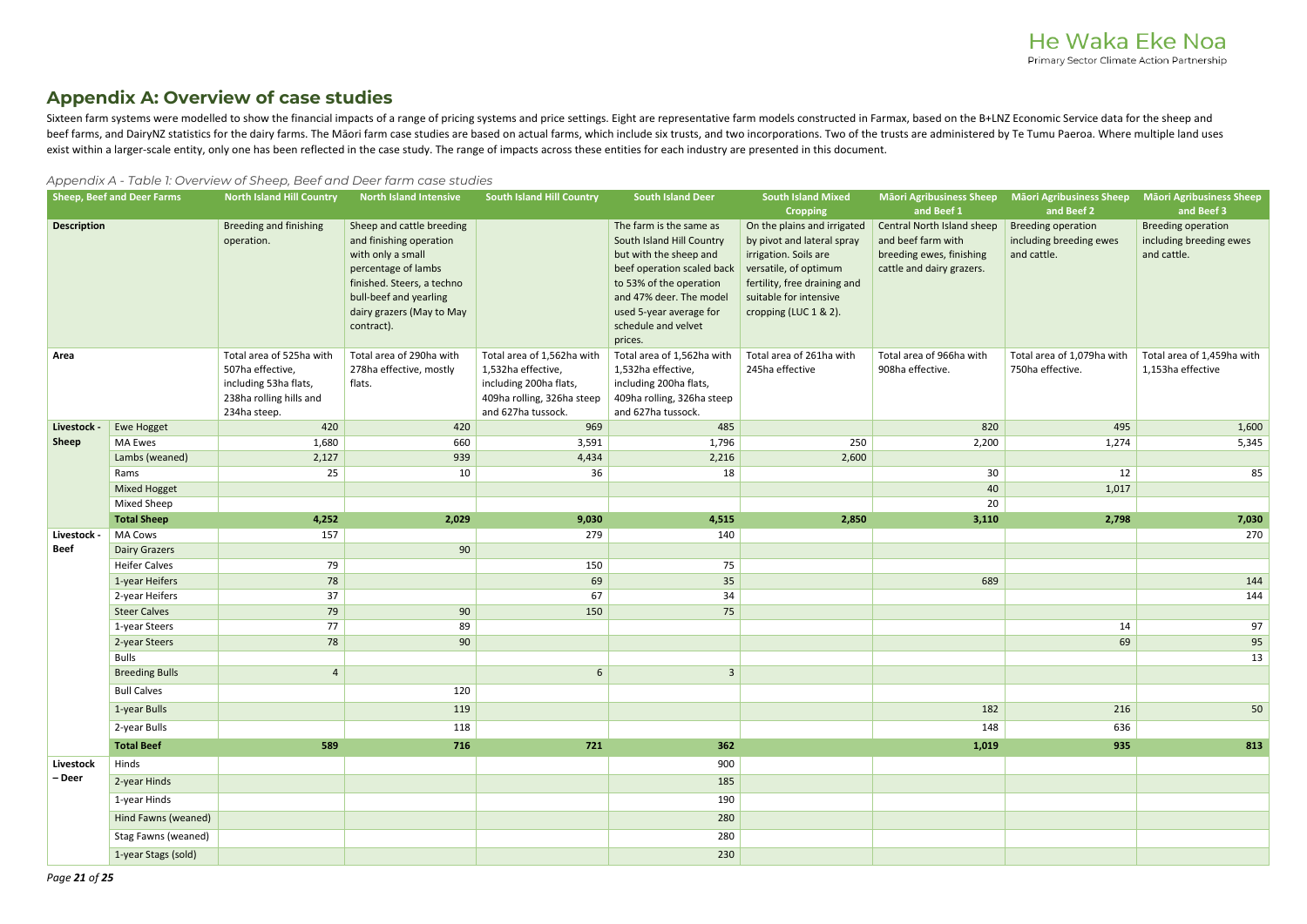## Appendix A: Overview of case studies

Sixteen farm systems were modelled to show the financial impacts of a range of pricing systems and price settings. Eight are representative farm models constructed in Farmax, based on the B+LNZ Economic Service data for the sheep and beef farms, and DairyNZ statistics for the dairy farms. The Māori farm case studies are based on actual farms, which include six trusts, and two incorporations. Two of the trusts are administered by Te Tumu Paeroa. Where multiple land uses exist within a larger-scale entity, only one has been reflected in the case study. The range of impacts across these entities for each industry are presented in this document.

*Appendix A - Table 1: Overview of Sheep, Beef and Deer farm case studies*

| Sheep, Beef and Deer Farms | | North Island Hill Country | North Island Intensive | South Island Hill Country | South Island Deer | South Island Mixed Cropping | Māori Agribusiness Sheep and Beef 1 | Māori Agribusiness Sheep and Beef 2 | Māori Agribusiness Sheep and Beef 3 |
|---|---|---|---|---|---|---|---|---|---|
| **Description** | | Breeding and finishing operation. | Sheep and cattle breeding and finishing operation with only a small percentage of lambs finished. Steers, a techno bull-beef and yearling dairy grazers (May to May contract). | | The farm is the same as South Island Hill Country but with the sheep and beef operation scaled back to 53% of the operation and 47% deer. The model used 5-year average for schedule and velvet prices. | On the plains and irrigated by pivot and lateral spray irrigation. Soils are versatile, of optimum fertility, free draining and suitable for intensive cropping (LUC 1 & 2). | Central North Island sheep and beef farm with breeding ewes, finishing cattle and dairy grazers. | Breeding operation including breeding ewes and cattle. | Breeding operation including breeding ewes and cattle. |
| **Area** | | Total area of 525ha with 507ha effective, including 53ha flats, 238ha rolling hills and 234ha steep. | Total area of 290ha with 278ha effective, mostly flats. | Total area of 1,562ha with 1,532ha effective, including 200ha flats, 409ha rolling, 326ha steep and 627ha tussock. | Total area of 1,562ha with 1,532ha effective, including 200ha flats, 409ha rolling, 326ha steep and 627ha tussock. | Total area of 261ha with 245ha effective | Total area of 966ha with 908ha effective. | Total area of 1,079ha with 750ha effective. | Total area of 1,459ha with 1,153ha effective |
| **Livestock - Sheep** | Ewe Hogget | 420 | 420 | 969 | 485 | | 820 | 495 | 1,600 |
| | MA Ewes | 1,680 | 660 | 3,591 | 1,796 | 250 | 2,200 | 1,274 | 5,345 |
| | Lambs (weaned) | 2,127 | 939 | 4,434 | 2,216 | 2,600 | | | |
| | Rams | 25 | 10 | 36 | 18 | | 30 | 12 | 85 |
| | Mixed Hogget | | | | | | 40 | 1,017 | |
| | Mixed Sheep | | | | | | 20 | | |
| | **Total Sheep** | **4,252** | **2,029** | **9,030** | **4,515** | **2,850** | **3,110** | **2,798** | **7,030** |
| **Livestock - Beef** | MA Cows | 157 | | 279 | 140 | | | | 270 |
| | Dairy Grazers | | 90 | | | | | | |
| | Heifer Calves | 79 | | 150 | 75 | | | | |
| | 1-year Heifers | 78 | | 69 | 35 | | 689 | | 144 |
| | 2-year Heifers | 37 | | 67 | 34 | | | | 144 |
| | Steer Calves | 79 | 90 | 150 | 75 | | | | |
| | 1-year Steers | 77 | 89 | | | | | 14 | 97 |
| | 2-year Steers | 78 | 90 | | | | | 69 | 95 |
| | Bulls | | | | | | | | 13 |
| | Breeding Bulls | 4 | | 6 | 3 | | | | |
| | Bull Calves | | 120 | | | | | | |
| | 1-year Bulls | | 119 | | | | 182 | 216 | 50 |
| | 2-year Bulls | | 118 | | | | 148 | 636 | |
| | **Total Beef** | **589** | **716** | **721** | **362** | | **1,019** | **935** | **813** |
| **Livestock – Deer** | Hinds | | | | 900 | | | | |
| | 2-year Hinds | | | | 185 | | | | |
| | 1-year Hinds | | | | 190 | | | | |
| | Hind Fawns (weaned) | | | | 280 | | | | |
| | Stag Fawns (weaned) | | | | 280 | | | | |
| | 1-year Stags (sold) | | | | 230 | | | | |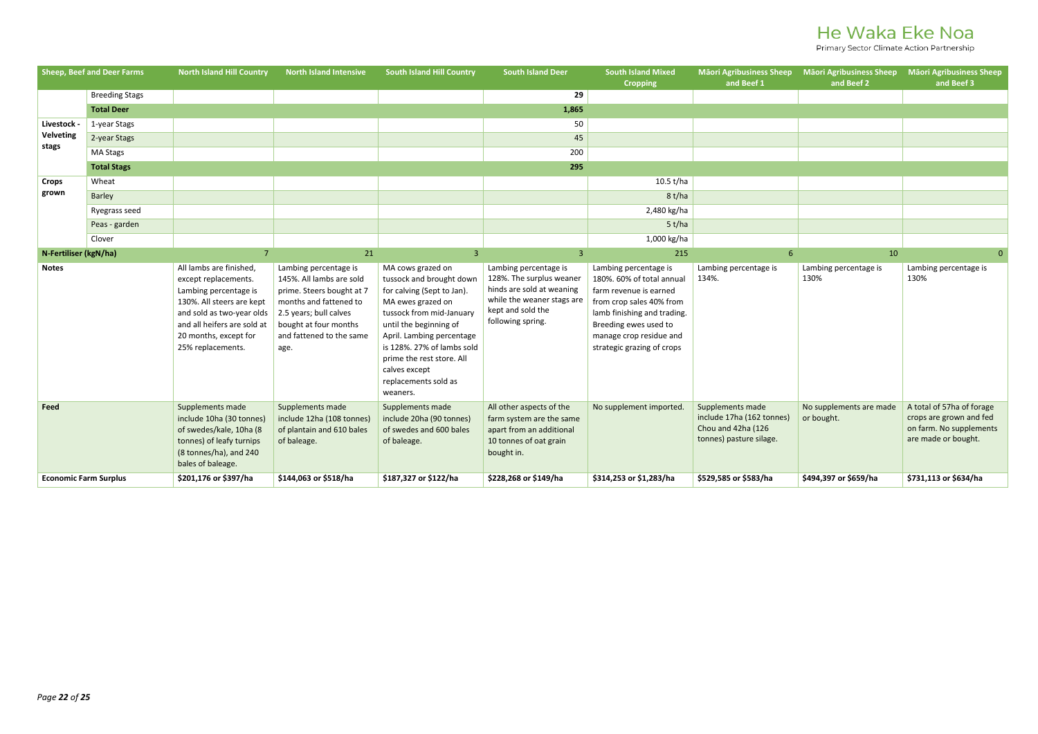| Sheep, Beef and Deer Farms | | North Island Hill Country | North Island Intensive | South Island Hill Country | South Island Deer | South Island Mixed Cropping | Māori Agribusiness Sheep and Beef 1 | Māori Agribusiness Sheep and Beef 2 | Māori Agribusiness Sheep and Beef 3 |
|---|---|---|---|---|---|---|---|---|---|
| | Breeding Stags | | | | 29 | | | | |
| | **Total Deer** | | | | **1,865** | | | | |
| **Livestock - Velveting stags** | 1-year Stags | | | | 50 | | | | |
| | 2-year Stags | | | | 45 | | | | |
| | MA Stags | | | | 200 | | | | |
| | **Total Stags** | | | | **295** | | | | |
| **Crops grown** | Wheat | | | | | 10.5 t/ha | | | |
| | Barley | | | | | 8 t/ha | | | |
| | Ryegrass seed | | | | | 2,480 kg/ha | | | |
| | Peas - garden | | | | | 5 t/ha | | | |
| | Clover | | | | | 1,000 kg/ha | | | |
| **N-Fertiliser (kgN/ha)** | | 7 | 21 | 3 | 3 | 215 | 6 | 10 | 0 |
| **Notes** | | All lambs are finished, except replacements. Lambing percentage is 130%. All steers are kept and sold as two-year olds and all heifers are sold at 20 months, except for 25% replacements. | Lambing percentage is 145%. All lambs are sold prime. Steers bought at 7 months and fattened to 2.5 years; bull calves bought at four months and fattened to the same age. | MA cows grazed on tussock and brought down for calving (Sept to Jan). MA ewes grazed on tussock from mid-January until the beginning of April. Lambing percentage is 128%. 27% of lambs sold prime the rest store. All calves except replacements sold as weaners. | Lambing percentage is 128%. The surplus weaner hinds are sold at weaning while the weaner stags are kept and sold the following spring. | Lambing percentage is 180%. 60% of total annual farm revenue is earned from crop sales 40% from lamb finishing and trading. Breeding ewes used to manage crop residue and strategic grazing of crops | Lambing percentage is 134%. | Lambing percentage is 130% | Lambing percentage is 130% |
| **Feed** | | Supplements made include 10ha (30 tonnes) of swedes/kale, 10ha (8 tonnes) of leafy turnips (8 tonnes/ha), and 240 bales of baleage. | Supplements made include 12ha (108 tonnes) of plantain and 610 bales of baleage. | Supplements made include 20ha (90 tonnes) of swedes and 600 bales of baleage. | All other aspects of the farm system are the same apart from an additional 10 tonnes of oat grain bought in. | No supplement imported. | Supplements made include 17ha (162 tonnes) Chou and 42ha (126 tonnes) pasture silage. | No supplements are made or bought. | A total of 57ha of forage crops are grown and fed on farm. No supplements are made or bought. |
| **Economic Farm Surplus** | | **$201,176 or $397/ha** | **$144,063 or $518/ha** | **$187,327 or $122/ha** | **$228,268 or $149/ha** | **$314,253 or $1,283/ha** | **$529,585 or $583/ha** | **$494,397 or $659/ha** | **$731,113 or $634/ha** |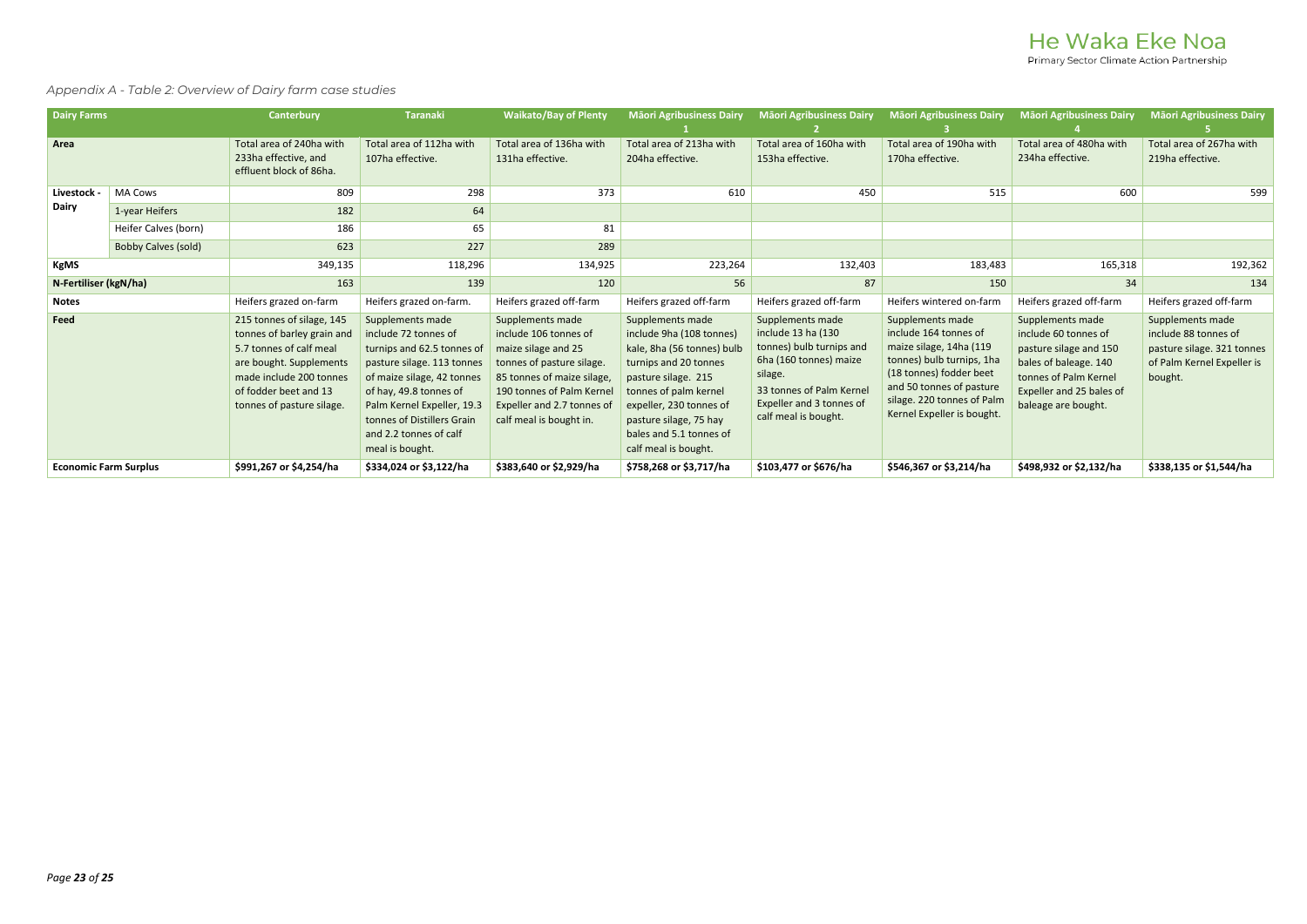*Appendix A - Table 2: Overview of Dairy farm case studies*

| Dairy Farms | | Canterbury | Taranaki | Waikato/Bay of Plenty | Māori Agribusiness Dairy 1 | Māori Agribusiness Dairy 2 | Māori Agribusiness Dairy 3 | Māori Agribusiness Dairy 4 | Māori Agribusiness Dairy 5 |
|---|---|---|---|---|---|---|---|---|---|
| **Area** | | Total area of 240ha with 233ha effective, and effluent block of 86ha. | Total area of 112ha with 107ha effective. | Total area of 136ha with 131ha effective. | Total area of 213ha with 204ha effective. | Total area of 160ha with 153ha effective. | Total area of 190ha with 170ha effective. | Total area of 480ha with 234ha effective. | Total area of 267ha with 219ha effective. |
| **Livestock - Dairy** | MA Cows | 809 | 298 | 373 | 610 | 450 | 515 | 600 | 599 |
| | 1-year Heifers | 182 | 64 | | | | | | |
| | Heifer Calves (born) | 186 | 65 | 81 | | | | | |
| | Bobby Calves (sold) | 623 | 227 | 289 | | | | | |
| **KgMS** | | 349,135 | 118,296 | 134,925 | 223,264 | 132,403 | 183,483 | 165,318 | 192,362 |
| **N-Fertiliser (kgN/ha)** | | 163 | 139 | 120 | 56 | 87 | 150 | 34 | 134 |
| **Notes** | | Heifers grazed on-farm | Heifers grazed on-farm. | Heifers grazed off-farm | Heifers grazed off-farm | Heifers grazed off-farm | Heifers wintered on-farm | Heifers grazed off-farm | Heifers grazed off-farm |
| **Feed** | | 215 tonnes of silage, 145 tonnes of barley grain and 5.7 tonnes of calf meal are bought. Supplements made include 200 tonnes of fodder beet and 13 tonnes of pasture silage. | Supplements made include 72 tonnes of turnips and 62.5 tonnes of pasture silage. 113 tonnes of maize silage, 42 tonnes of hay, 49.8 tonnes of Palm Kernel Expeller, 19.3 tonnes of Distillers Grain and 2.2 tonnes of calf meal is bought. | Supplements made include 106 tonnes of maize silage and 25 tonnes of pasture silage. 85 tonnes of maize silage, 190 tonnes of Palm Kernel Expeller and 2.7 tonnes of calf meal is bought in. | Supplements made include 9ha (108 tonnes) kale, 8ha (56 tonnes) bulb turnips and 20 tonnes pasture silage. 215 tonnes of palm kernel expeller, 230 tonnes of pasture silage, 75 hay bales and 5.1 tonnes of calf meal is bought. | Supplements made include 13 ha (130 tonnes) bulb turnips and 6ha (160 tonnes) maize silage. 33 tonnes of Palm Kernel Expeller and 3 tonnes of calf meal is bought. | Supplements made include 164 tonnes of maize silage, 14ha (119 tonnes) bulb turnips, 1ha (18 tonnes) fodder beet and 50 tonnes of pasture silage. 220 tonnes of Palm Kernel Expeller is bought. | Supplements made include 60 tonnes of pasture silage and 150 bales of baleage. 140 tonnes of Palm Kernel Expeller and 25 bales of baleage are bought. | Supplements made include 88 tonnes of pasture silage. 321 tonnes of Palm Kernel Expeller is bought. |
| **Economic Farm Surplus** | | **$991,267 or $4,254/ha** | **$334,024 or $3,122/ha** | **$383,640 or $2,929/ha** | **$758,268 or $3,717/ha** | **$103,477 or $676/ha** | **$546,367 or $3,214/ha** | **$498,932 or $2,132/ha** | **$338,135 or $1,544/ha** |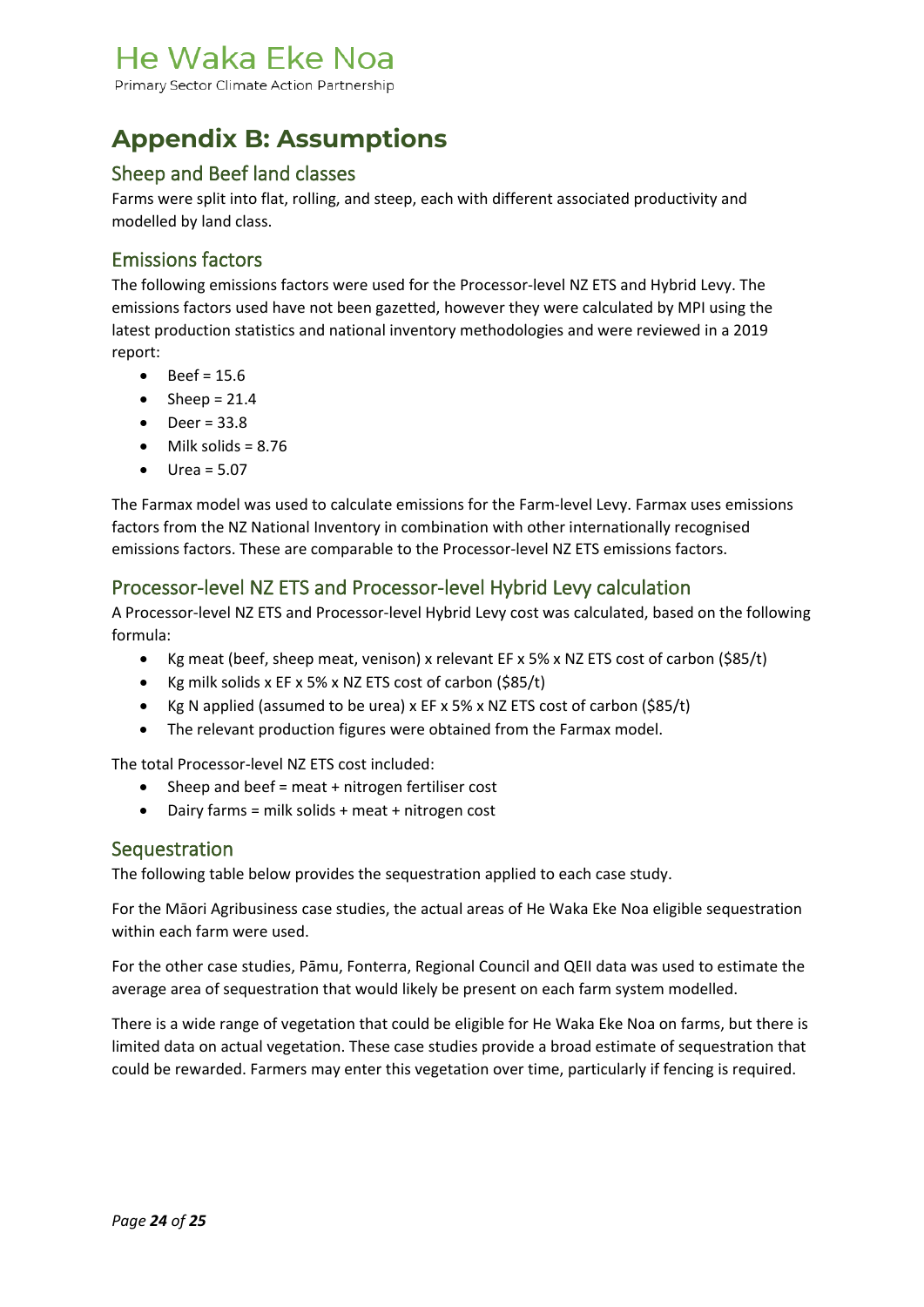# Appendix B: Assumptions

## Sheep and Beef land classes

Farms were split into flat, rolling, and steep, each with different associated productivity and modelled by land class.

## Emissions factors

The following emissions factors were used for the Processor-level NZ ETS and Hybrid Levy. The emissions factors used have not been gazetted, however they were calculated by MPI using the latest production statistics and national inventory methodologies and were reviewed in a 2019 report:

- Beef = 15.6
- Sheep = 21.4
- Deer = 33.8
- Milk solids = 8.76
- Urea = 5.07

The Farmax model was used to calculate emissions for the Farm-level Levy. Farmax uses emissions factors from the NZ National Inventory in combination with other internationally recognised emissions factors. These are comparable to the Processor-level NZ ETS emissions factors.

## Processor-level NZ ETS and Processor-level Hybrid Levy calculation

A Processor-level NZ ETS and Processor-level Hybrid Levy cost was calculated, based on the following formula:

- Kg meat (beef, sheep meat, venison) x relevant EF x 5% x NZ ETS cost of carbon ($85/t)
- Kg milk solids x EF x 5% x NZ ETS cost of carbon ($85/t)
- Kg N applied (assumed to be urea) x EF x 5% x NZ ETS cost of carbon ($85/t)
- The relevant production figures were obtained from the Farmax model.

The total Processor-level NZ ETS cost included:

- Sheep and beef = meat + nitrogen fertiliser cost
- Dairy farms = milk solids + meat + nitrogen cost

## Sequestration

The following table below provides the sequestration applied to each case study.

For the Māori Agribusiness case studies, the actual areas of He Waka Eke Noa eligible sequestration within each farm were used.

For the other case studies, Pāmu, Fonterra, Regional Council and QEII data was used to estimate the average area of sequestration that would likely be present on each farm system modelled.

There is a wide range of vegetation that could be eligible for He Waka Eke Noa on farms, but there is limited data on actual vegetation. These case studies provide a broad estimate of sequestration that could be rewarded. Farmers may enter this vegetation over time, particularly if fencing is required.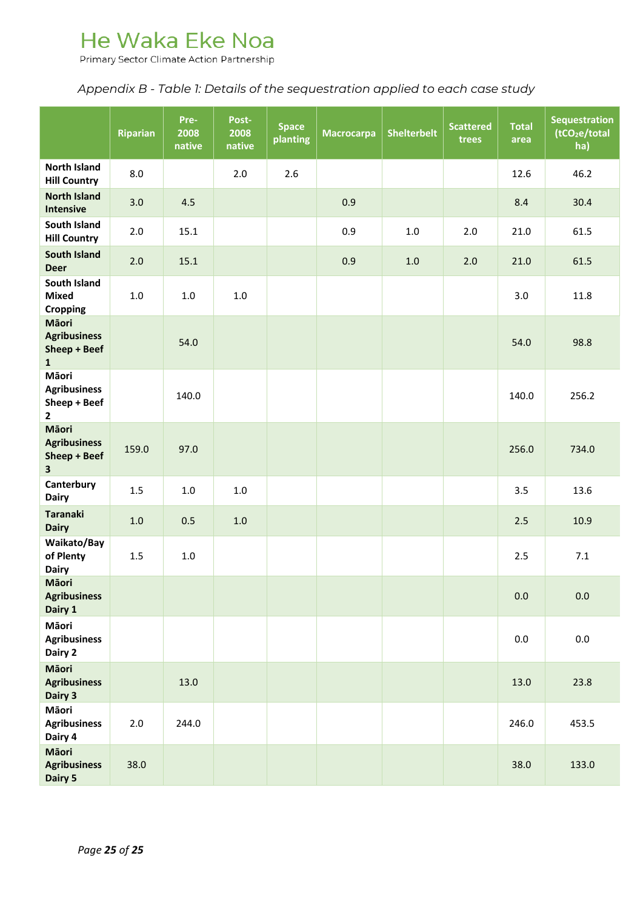*Appendix B - Table 1: Details of the sequestration applied to each case study*

| | Riparian | Pre-2008 native | Post-2008 native | Space planting | Macrocarpa | Shelterbelt | Scattered trees | Total area | Sequestration ($tCO_2e$/total ha) |
|---|---|---|---|---|---|---|---|---|---|
| **North Island Hill Country** | 8.0 | | 2.0 | 2.6 | | | | 12.6 | 46.2 |
| **North Island Intensive** | 3.0 | 4.5 | | | 0.9 | | | 8.4 | 30.4 |
| **South Island Hill Country** | 2.0 | 15.1 | | | 0.9 | 1.0 | 2.0 | 21.0 | 61.5 |
| **South Island Deer** | 2.0 | 15.1 | | | 0.9 | 1.0 | 2.0 | 21.0 | 61.5 |
| **South Island Mixed Cropping** | 1.0 | 1.0 | 1.0 | | | | | 3.0 | 11.8 |
| **Māori Agribusiness Sheep + Beef 1** | | 54.0 | | | | | | 54.0 | 98.8 |
| **Māori Agribusiness Sheep + Beef 2** | | 140.0 | | | | | | 140.0 | 256.2 |
| **Māori Agribusiness Sheep + Beef 3** | 159.0 | 97.0 | | | | | | 256.0 | 734.0 |
| **Canterbury Dairy** | 1.5 | 1.0 | 1.0 | | | | | 3.5 | 13.6 |
| **Taranaki Dairy** | 1.0 | 0.5 | 1.0 | | | | | 2.5 | 10.9 |
| **Waikato/Bay of Plenty Dairy** | 1.5 | 1.0 | | | | | | 2.5 | 7.1 |
| **Māori Agribusiness Dairy 1** | | | | | | | | 0.0 | 0.0 |
| **Māori Agribusiness Dairy 2** | | | | | | | | 0.0 | 0.0 |
| **Māori Agribusiness Dairy 3** | | 13.0 | | | | | | 13.0 | 23.8 |
| **Māori Agribusiness Dairy 4** | 2.0 | 244.0 | | | | | | 246.0 | 453.5 |
| **Māori Agribusiness Dairy 5** | 38.0 | | | | | | | 38.0 | 133.0 |